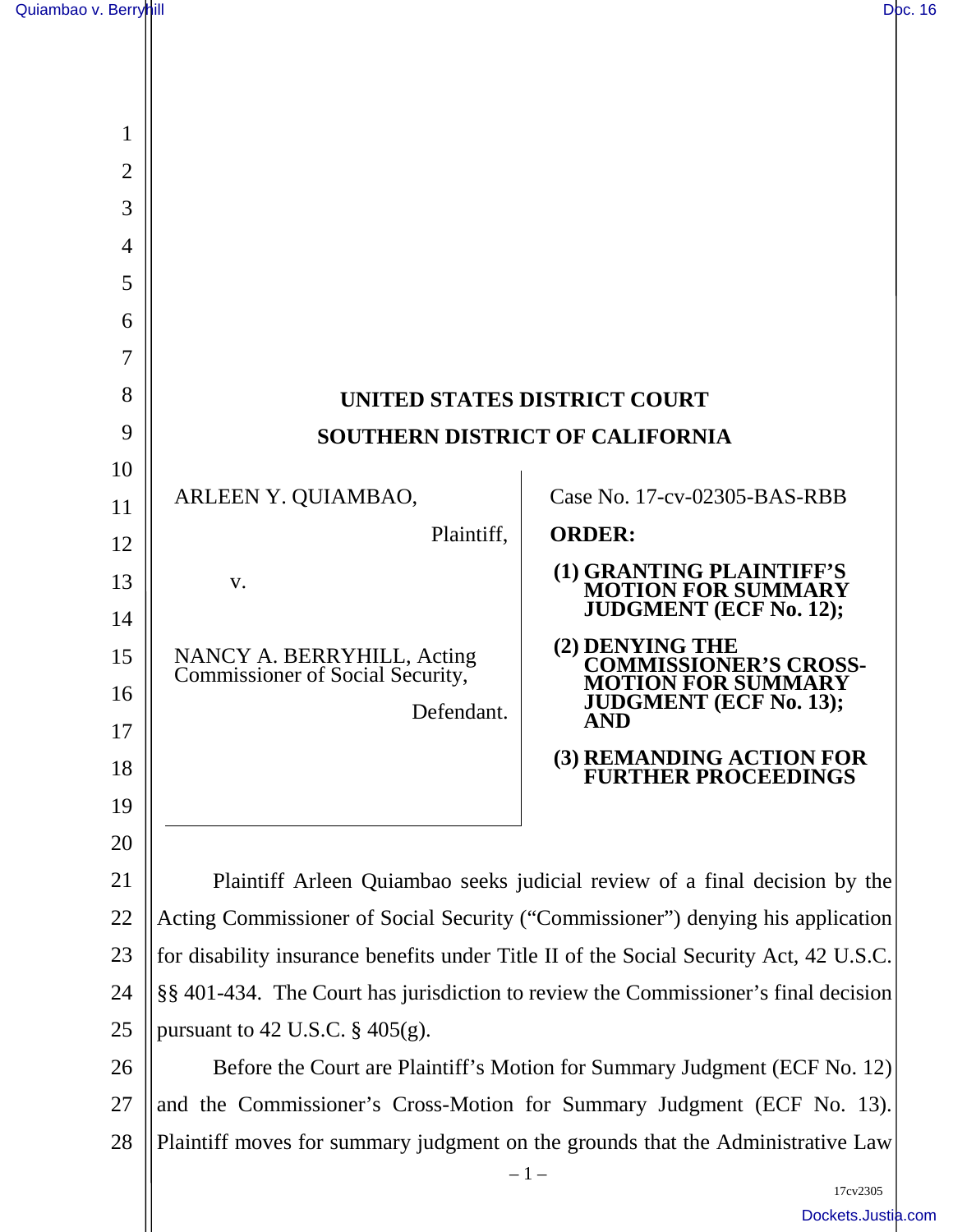# UNITED STATES DISTRICT COURT
# SOUTHERN DISTRICT OF CALIFORNIA

| | |
|---|---|
| ARLEEN Y. QUIAMBAO,<br><br>Plaintiff,<br><br>v.<br><br>NANCY A. BERRYHILL, Acting Commissioner of Social Security,<br><br>Defendant. | Case No. 17-cv-02305-BAS-RBB<br><br>**ORDER:**<br><br>**(1) GRANTING PLAINTIFF'S MOTION FOR SUMMARY JUDGMENT (ECF No. 12);**<br><br>**(2) DENYING THE COMMISSIONER'S CROSS-MOTION FOR SUMMARY JUDGMENT (ECF No. 13); AND**<br><br>**(3) REMANDING ACTION FOR FURTHER PROCEEDINGS** |

Plaintiff Arleen Quiambao seeks judicial review of a final decision by the Acting Commissioner of Social Security ("Commissioner") denying his application for disability insurance benefits under Title II of the Social Security Act, 42 U.S.C. §§ 401-434. The Court has jurisdiction to review the Commissioner's final decision pursuant to 42 U.S.C. § 405(g).

Before the Court are Plaintiff's Motion for Summary Judgment (ECF No. 12) and the Commissioner's Cross-Motion for Summary Judgment (ECF No. 13). Plaintiff moves for summary judgment on the grounds that the Administrative Law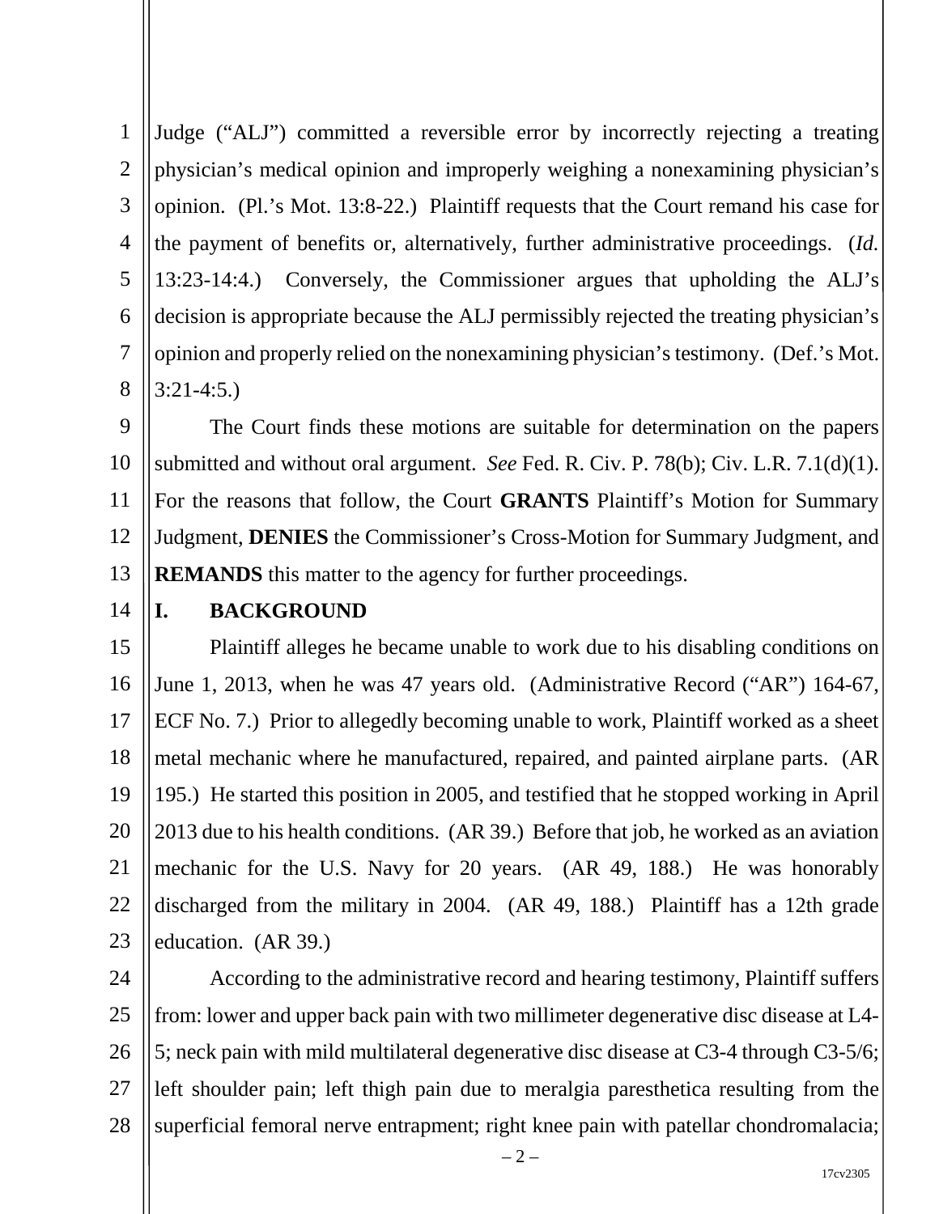Judge ("ALJ") committed a reversible error by incorrectly rejecting a treating physician's medical opinion and improperly weighing a nonexamining physician's opinion. (Pl.'s Mot. 13:8-22.) Plaintiff requests that the Court remand his case for the payment of benefits or, alternatively, further administrative proceedings. (*Id.* 13:23-14:4.) Conversely, the Commissioner argues that upholding the ALJ's decision is appropriate because the ALJ permissibly rejected the treating physician's opinion and properly relied on the nonexamining physician's testimony. (Def.'s Mot. 3:21-4:5.)

The Court finds these motions are suitable for determination on the papers submitted and without oral argument. *See* Fed. R. Civ. P. 78(b); Civ. L.R. 7.1(d)(1). For the reasons that follow, the Court **GRANTS** Plaintiff's Motion for Summary Judgment, **DENIES** the Commissioner's Cross-Motion for Summary Judgment, and **REMANDS** this matter to the agency for further proceedings.

## I. BACKGROUND

Plaintiff alleges he became unable to work due to his disabling conditions on June 1, 2013, when he was 47 years old. (Administrative Record ("AR") 164-67, ECF No. 7.) Prior to allegedly becoming unable to work, Plaintiff worked as a sheet metal mechanic where he manufactured, repaired, and painted airplane parts. (AR 195.) He started this position in 2005, and testified that he stopped working in April 2013 due to his health conditions. (AR 39.) Before that job, he worked as an aviation mechanic for the U.S. Navy for 20 years. (AR 49, 188.) He was honorably discharged from the military in 2004. (AR 49, 188.) Plaintiff has a 12th grade education. (AR 39.)

According to the administrative record and hearing testimony, Plaintiff suffers from: lower and upper back pain with two millimeter degenerative disc disease at L4-5; neck pain with mild multilateral degenerative disc disease at C3-4 through C3-5/6; left shoulder pain; left thigh pain due to meralgia paresthetica resulting from the superficial femoral nerve entrapment; right knee pain with patellar chondromalacia;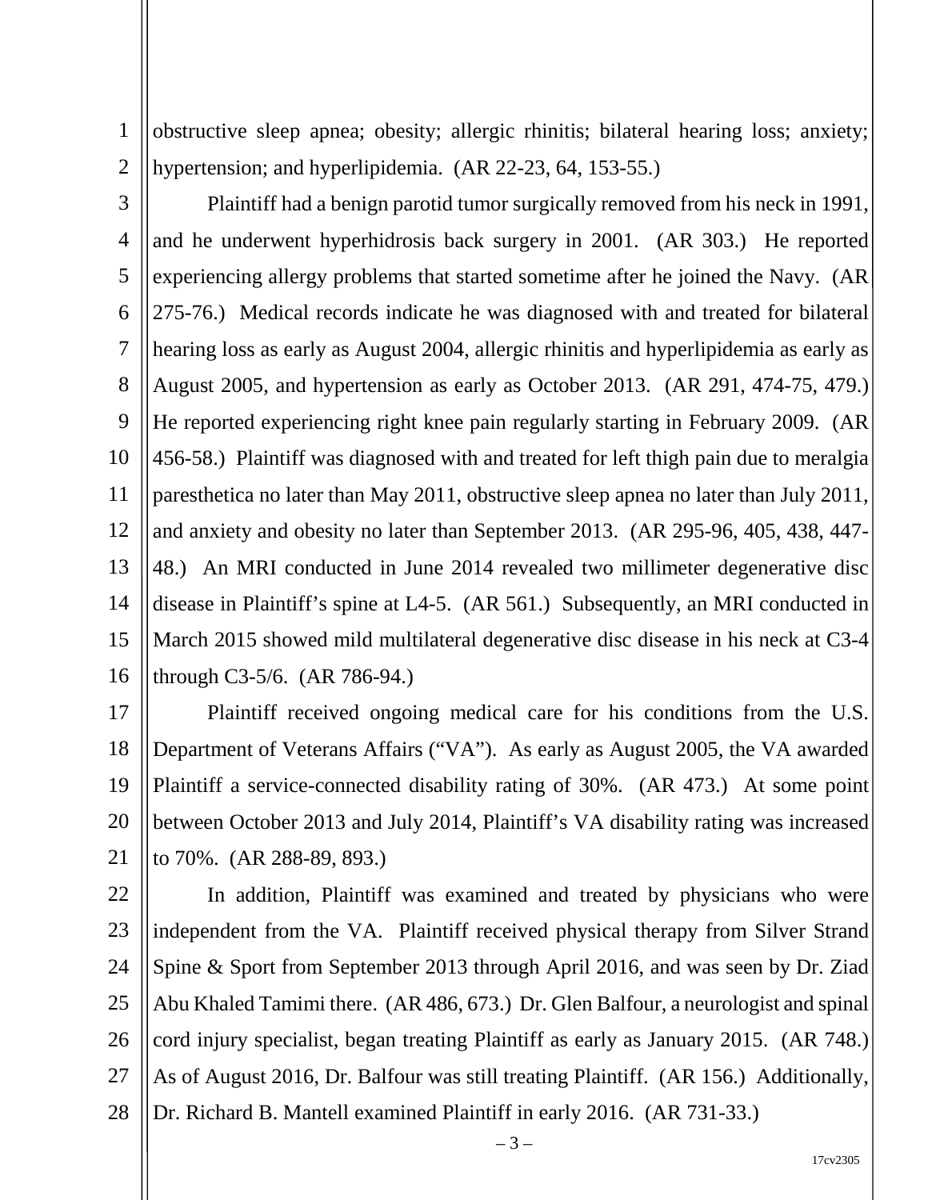obstructive sleep apnea; obesity; allergic rhinitis; bilateral hearing loss; anxiety; hypertension; and hyperlipidemia. (AR 22-23, 64, 153-55.)

Plaintiff had a benign parotid tumor surgically removed from his neck in 1991, and he underwent hyperhidrosis back surgery in 2001. (AR 303.) He reported experiencing allergy problems that started sometime after he joined the Navy. (AR 275-76.) Medical records indicate he was diagnosed with and treated for bilateral hearing loss as early as August 2004, allergic rhinitis and hyperlipidemia as early as August 2005, and hypertension as early as October 2013. (AR 291, 474-75, 479.) He reported experiencing right knee pain regularly starting in February 2009. (AR 456-58.) Plaintiff was diagnosed with and treated for left thigh pain due to meralgia paresthetica no later than May 2011, obstructive sleep apnea no later than July 2011, and anxiety and obesity no later than September 2013. (AR 295-96, 405, 438, 447-48.) An MRI conducted in June 2014 revealed two millimeter degenerative disc disease in Plaintiff's spine at L4-5. (AR 561.) Subsequently, an MRI conducted in March 2015 showed mild multilateral degenerative disc disease in his neck at C3-4 through C3-5/6. (AR 786-94.)

Plaintiff received ongoing medical care for his conditions from the U.S. Department of Veterans Affairs ("VA"). As early as August 2005, the VA awarded Plaintiff a service-connected disability rating of 30%. (AR 473.) At some point between October 2013 and July 2014, Plaintiff's VA disability rating was increased to 70%. (AR 288-89, 893.)

In addition, Plaintiff was examined and treated by physicians who were independent from the VA. Plaintiff received physical therapy from Silver Strand Spine & Sport from September 2013 through April 2016, and was seen by Dr. Ziad Abu Khaled Tamimi there. (AR 486, 673.) Dr. Glen Balfour, a neurologist and spinal cord injury specialist, began treating Plaintiff as early as January 2015. (AR 748.) As of August 2016, Dr. Balfour was still treating Plaintiff. (AR 156.) Additionally, Dr. Richard B. Mantell examined Plaintiff in early 2016. (AR 731-33.)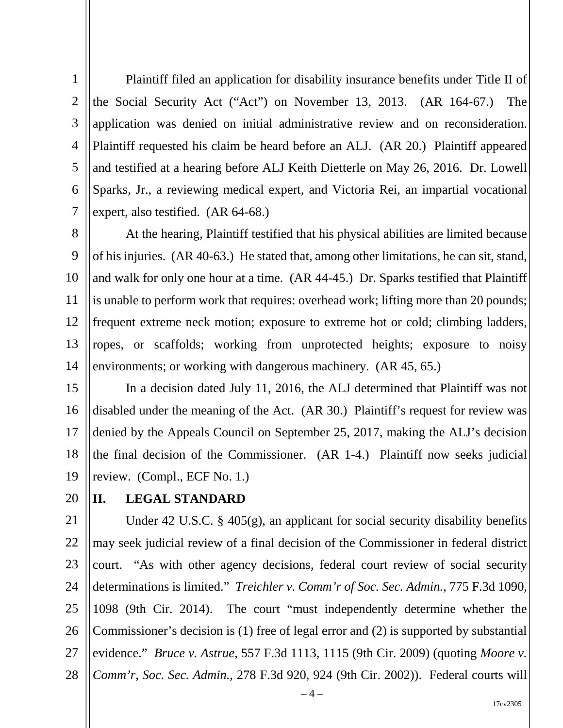Plaintiff filed an application for disability insurance benefits under Title II of the Social Security Act ("Act") on November 13, 2013. (AR 164-67.) The application was denied on initial administrative review and on reconsideration. Plaintiff requested his claim be heard before an ALJ. (AR 20.) Plaintiff appeared and testified at a hearing before ALJ Keith Dietterle on May 26, 2016. Dr. Lowell Sparks, Jr., a reviewing medical expert, and Victoria Rei, an impartial vocational expert, also testified. (AR 64-68.)

At the hearing, Plaintiff testified that his physical abilities are limited because of his injuries. (AR 40-63.) He stated that, among other limitations, he can sit, stand, and walk for only one hour at a time. (AR 44-45.) Dr. Sparks testified that Plaintiff is unable to perform work that requires: overhead work; lifting more than 20 pounds; frequent extreme neck motion; exposure to extreme hot or cold; climbing ladders, ropes, or scaffolds; working from unprotected heights; exposure to noisy environments; or working with dangerous machinery. (AR 45, 65.)

In a decision dated July 11, 2016, the ALJ determined that Plaintiff was not disabled under the meaning of the Act. (AR 30.) Plaintiff's request for review was denied by the Appeals Council on September 25, 2017, making the ALJ's decision the final decision of the Commissioner. (AR 1-4.) Plaintiff now seeks judicial review. (Compl., ECF No. 1.)

## II. LEGAL STANDARD

Under 42 U.S.C. § 405(g), an applicant for social security disability benefits may seek judicial review of a final decision of the Commissioner in federal district court. "As with other agency decisions, federal court review of social security determinations is limited." *Treichler v. Comm'r of Soc. Sec. Admin.*, 775 F.3d 1090, 1098 (9th Cir. 2014). The court "must independently determine whether the Commissioner's decision is (1) free of legal error and (2) is supported by substantial evidence." *Bruce v. Astrue*, 557 F.3d 1113, 1115 (9th Cir. 2009) (quoting *Moore v. Comm'r, Soc. Sec. Admin.*, 278 F.3d 920, 924 (9th Cir. 2002)). Federal courts will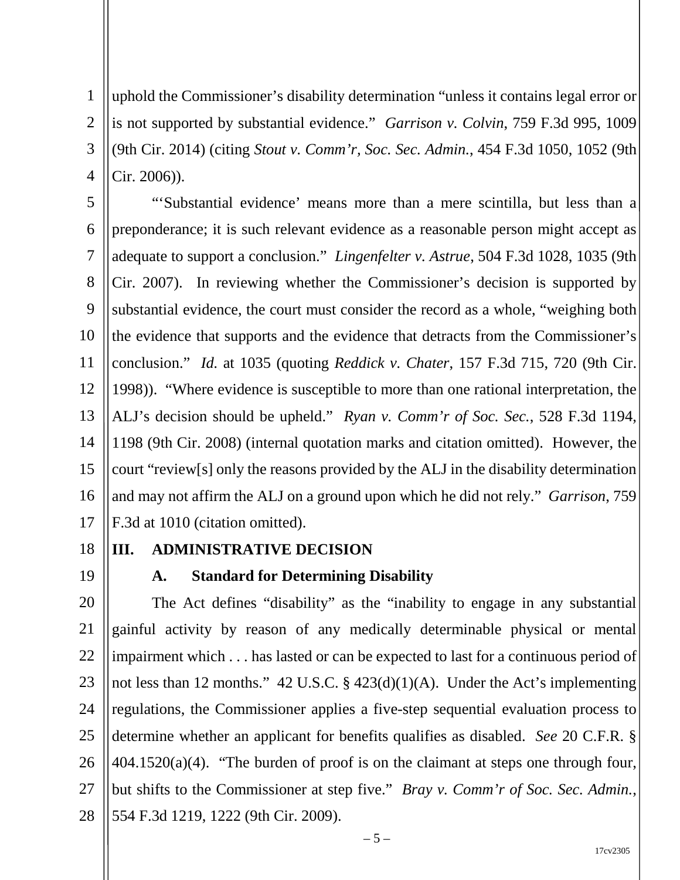uphold the Commissioner's disability determination "unless it contains legal error or is not supported by substantial evidence." *Garrison v. Colvin*, 759 F.3d 995, 1009 (9th Cir. 2014) (citing *Stout v. Comm'r, Soc. Sec. Admin.*, 454 F.3d 1050, 1052 (9th Cir. 2006)).

"'Substantial evidence' means more than a mere scintilla, but less than a preponderance; it is such relevant evidence as a reasonable person might accept as adequate to support a conclusion." *Lingenfelter v. Astrue*, 504 F.3d 1028, 1035 (9th Cir. 2007). In reviewing whether the Commissioner's decision is supported by substantial evidence, the court must consider the record as a whole, "weighing both the evidence that supports and the evidence that detracts from the Commissioner's conclusion." *Id.* at 1035 (quoting *Reddick v. Chater*, 157 F.3d 715, 720 (9th Cir. 1998)). "Where evidence is susceptible to more than one rational interpretation, the ALJ's decision should be upheld." *Ryan v. Comm'r of Soc. Sec.*, 528 F.3d 1194, 1198 (9th Cir. 2008) (internal quotation marks and citation omitted). However, the court "review[s] only the reasons provided by the ALJ in the disability determination and may not affirm the ALJ on a ground upon which he did not rely." *Garrison*, 759 F.3d at 1010 (citation omitted).

## III. ADMINISTRATIVE DECISION

### A. Standard for Determining Disability

The Act defines "disability" as the "inability to engage in any substantial gainful activity by reason of any medically determinable physical or mental impairment which . . . has lasted or can be expected to last for a continuous period of not less than 12 months." 42 U.S.C. § 423(d)(1)(A). Under the Act's implementing regulations, the Commissioner applies a five-step sequential evaluation process to determine whether an applicant for benefits qualifies as disabled. *See* 20 C.F.R. § 404.1520(a)(4). "The burden of proof is on the claimant at steps one through four, but shifts to the Commissioner at step five." *Bray v. Comm'r of Soc. Sec. Admin.*, 554 F.3d 1219, 1222 (9th Cir. 2009).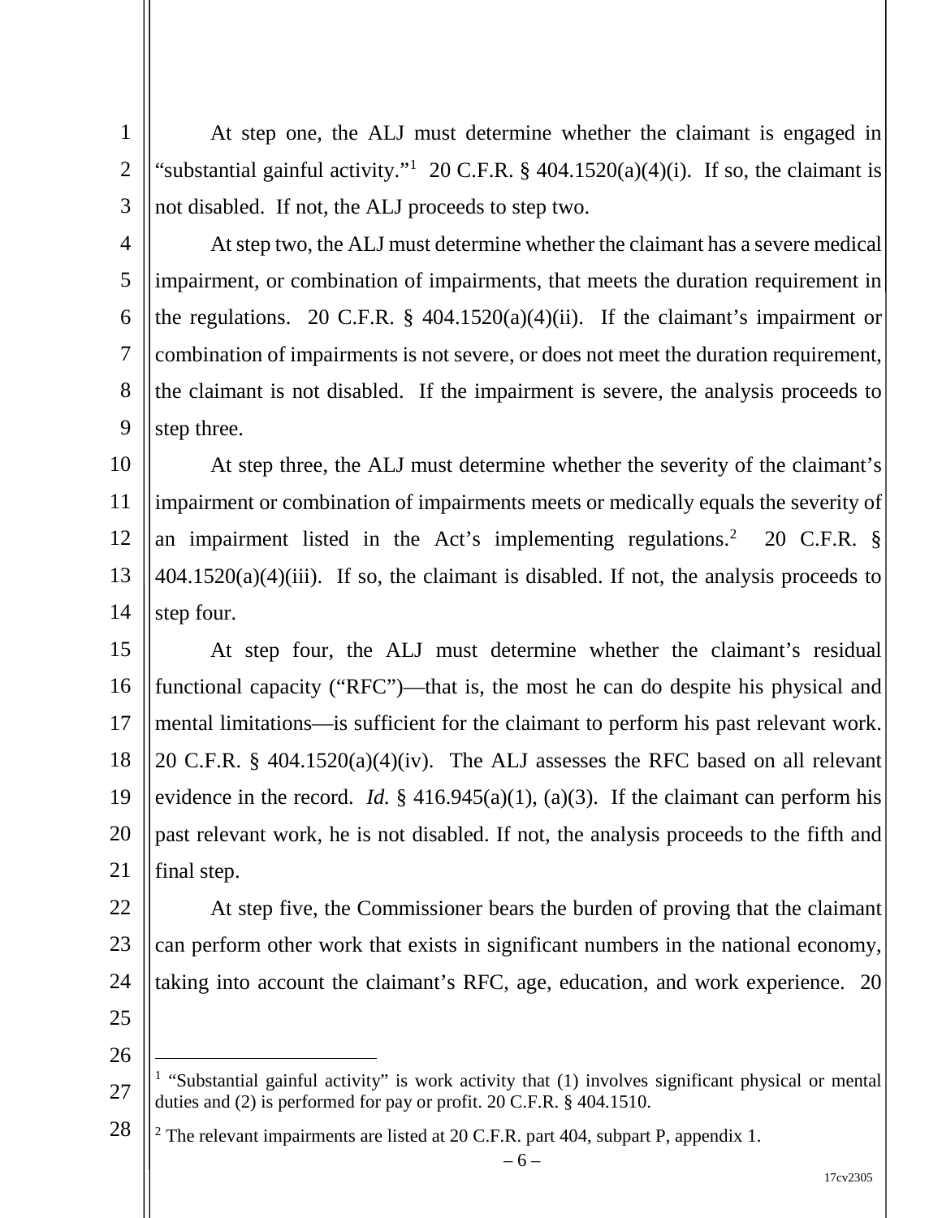At step one, the ALJ must determine whether the claimant is engaged in "substantial gainful activity."[1] 20 C.F.R. § 404.1520(a)(4)(i). If so, the claimant is not disabled. If not, the ALJ proceeds to step two.

At step two, the ALJ must determine whether the claimant has a severe medical impairment, or combination of impairments, that meets the duration requirement in the regulations. 20 C.F.R. § 404.1520(a)(4)(ii). If the claimant's impairment or combination of impairments is not severe, or does not meet the duration requirement, the claimant is not disabled. If the impairment is severe, the analysis proceeds to step three.

At step three, the ALJ must determine whether the severity of the claimant's impairment or combination of impairments meets or medically equals the severity of an impairment listed in the Act's implementing regulations.[2] 20 C.F.R. § 404.1520(a)(4)(iii). If so, the claimant is disabled. If not, the analysis proceeds to step four.

At step four, the ALJ must determine whether the claimant's residual functional capacity ("RFC")—that is, the most he can do despite his physical and mental limitations—is sufficient for the claimant to perform his past relevant work. 20 C.F.R. § 404.1520(a)(4)(iv). The ALJ assesses the RFC based on all relevant evidence in the record. *Id.* § 416.945(a)(1), (a)(3). If the claimant can perform his past relevant work, he is not disabled. If not, the analysis proceeds to the fifth and final step.

At step five, the Commissioner bears the burden of proving that the claimant can perform other work that exists in significant numbers in the national economy, taking into account the claimant's RFC, age, education, and work experience. 20

---

[1] "Substantial gainful activity" is work activity that (1) involves significant physical or mental duties and (2) is performed for pay or profit. 20 C.F.R. § 404.1510.

[2] The relevant impairments are listed at 20 C.F.R. part 404, subpart P, appendix 1.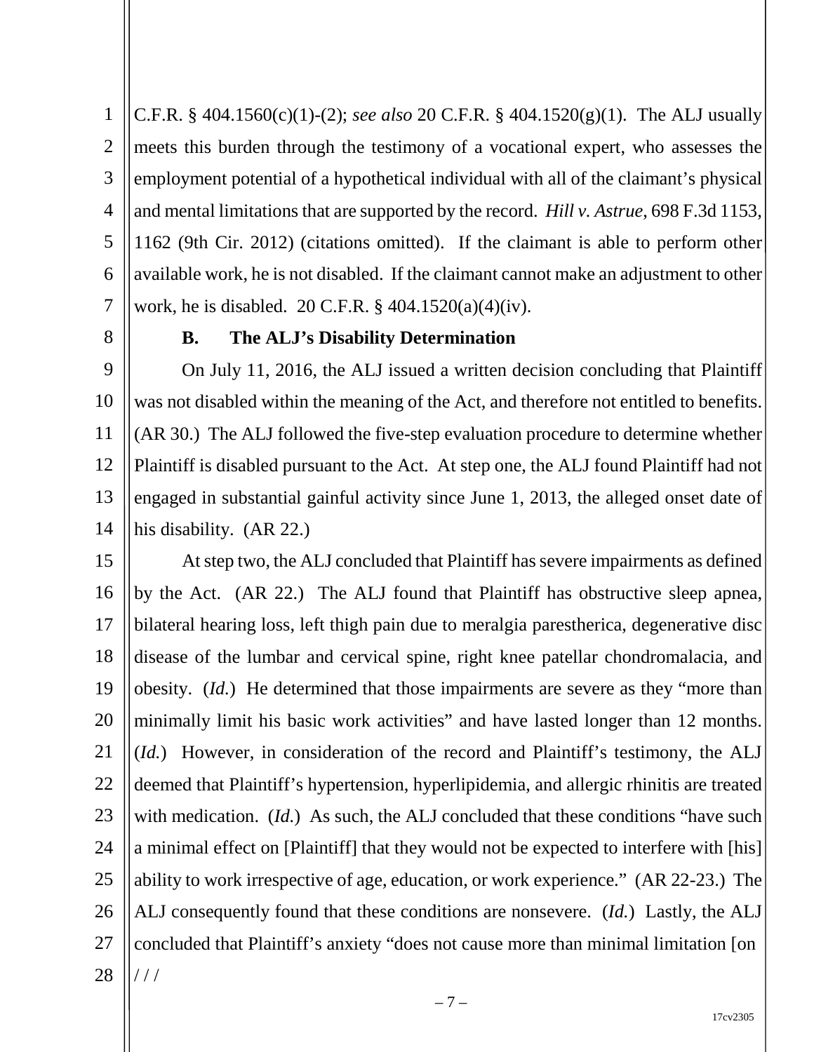C.F.R. § 404.1560(c)(1)-(2); *see also* 20 C.F.R. § 404.1520(g)(1). The ALJ usually meets this burden through the testimony of a vocational expert, who assesses the employment potential of a hypothetical individual with all of the claimant's physical and mental limitations that are supported by the record. *Hill v. Astrue*, 698 F.3d 1153, 1162 (9th Cir. 2012) (citations omitted). If the claimant is able to perform other available work, he is not disabled. If the claimant cannot make an adjustment to other work, he is disabled. 20 C.F.R. § 404.1520(a)(4)(iv).

**B. The ALJ's Disability Determination**

On July 11, 2016, the ALJ issued a written decision concluding that Plaintiff was not disabled within the meaning of the Act, and therefore not entitled to benefits. (AR 30.) The ALJ followed the five-step evaluation procedure to determine whether Plaintiff is disabled pursuant to the Act. At step one, the ALJ found Plaintiff had not engaged in substantial gainful activity since June 1, 2013, the alleged onset date of his disability. (AR 22.)

At step two, the ALJ concluded that Plaintiff has severe impairments as defined by the Act. (AR 22.) The ALJ found that Plaintiff has obstructive sleep apnea, bilateral hearing loss, left thigh pain due to meralgia parestherica, degenerative disc disease of the lumbar and cervical spine, right knee patellar chondromalacia, and obesity. (*Id.*) He determined that those impairments are severe as they "more than minimally limit his basic work activities" and have lasted longer than 12 months. (*Id.*) However, in consideration of the record and Plaintiff's testimony, the ALJ deemed that Plaintiff's hypertension, hyperlipidemia, and allergic rhinitis are treated with medication. (*Id.*) As such, the ALJ concluded that these conditions "have such a minimal effect on [Plaintiff] that they would not be expected to interfere with [his] ability to work irrespective of age, education, or work experience." (AR 22-23.) The ALJ consequently found that these conditions are nonsevere. (*Id.*) Lastly, the ALJ concluded that Plaintiff's anxiety "does not cause more than minimal limitation [on

/ / /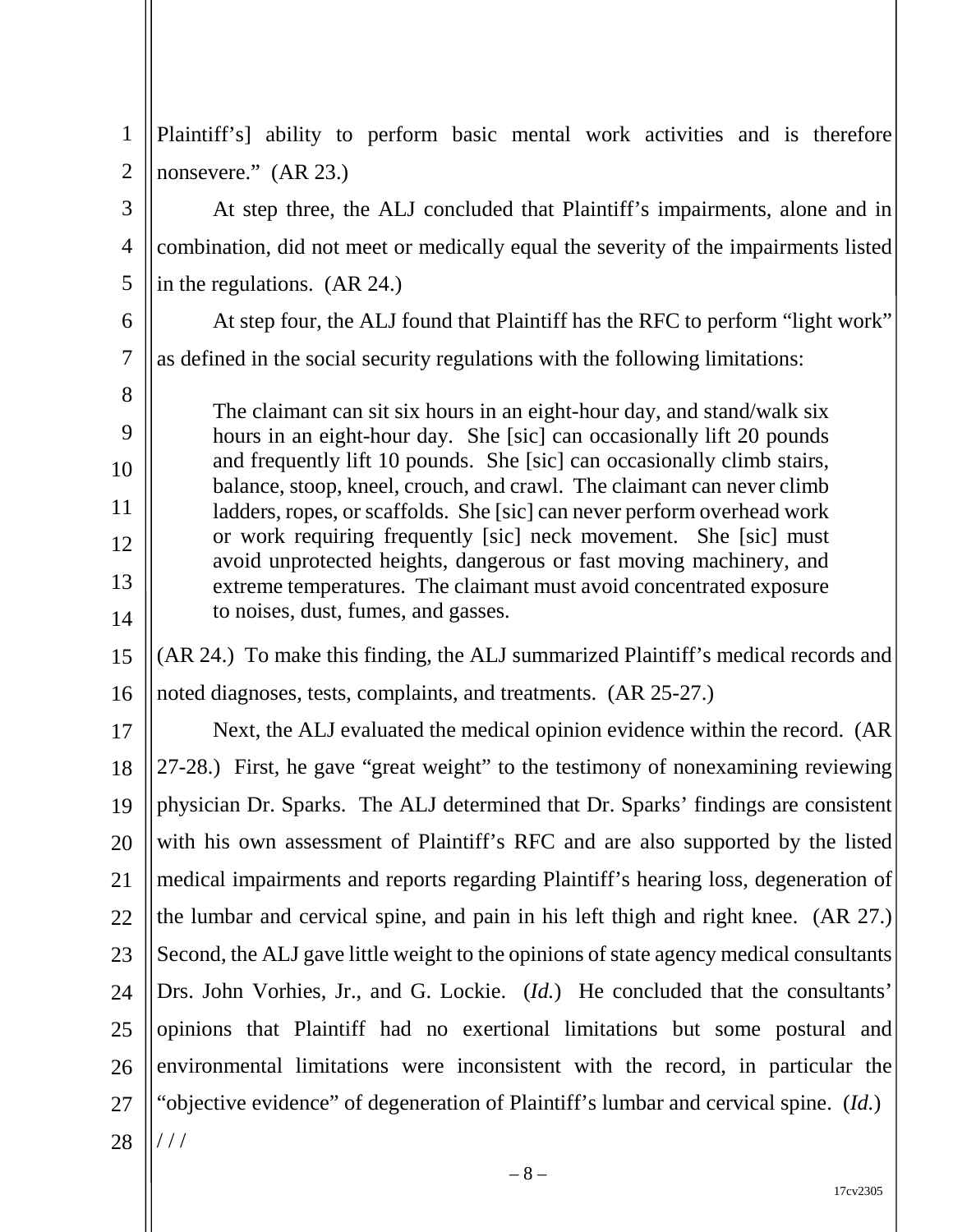Plaintiff's] ability to perform basic mental work activities and is therefore nonsevere." (AR 23.)

At step three, the ALJ concluded that Plaintiff's impairments, alone and in combination, did not meet or medically equal the severity of the impairments listed in the regulations. (AR 24.)

At step four, the ALJ found that Plaintiff has the RFC to perform "light work" as defined in the social security regulations with the following limitations:

> The claimant can sit six hours in an eight-hour day, and stand/walk six hours in an eight-hour day. She [sic] can occasionally lift 20 pounds and frequently lift 10 pounds. She [sic] can occasionally climb stairs, balance, stoop, kneel, crouch, and crawl. The claimant can never climb ladders, ropes, or scaffolds. She [sic] can never perform overhead work or work requiring frequently [sic] neck movement. She [sic] must avoid unprotected heights, dangerous or fast moving machinery, and extreme temperatures. The claimant must avoid concentrated exposure to noises, dust, fumes, and gasses.

(AR 24.) To make this finding, the ALJ summarized Plaintiff's medical records and noted diagnoses, tests, complaints, and treatments. (AR 25-27.)

Next, the ALJ evaluated the medical opinion evidence within the record. (AR 27-28.) First, he gave "great weight" to the testimony of nonexamining reviewing physician Dr. Sparks. The ALJ determined that Dr. Sparks' findings are consistent with his own assessment of Plaintiff's RFC and are also supported by the listed medical impairments and reports regarding Plaintiff's hearing loss, degeneration of the lumbar and cervical spine, and pain in his left thigh and right knee. (AR 27.) Second, the ALJ gave little weight to the opinions of state agency medical consultants Drs. John Vorhies, Jr., and G. Lockie. (*Id.*) He concluded that the consultants' opinions that Plaintiff had no exertional limitations but some postural and environmental limitations were inconsistent with the record, in particular the "objective evidence" of degeneration of Plaintiff's lumbar and cervical spine. (*Id.*)

/ / /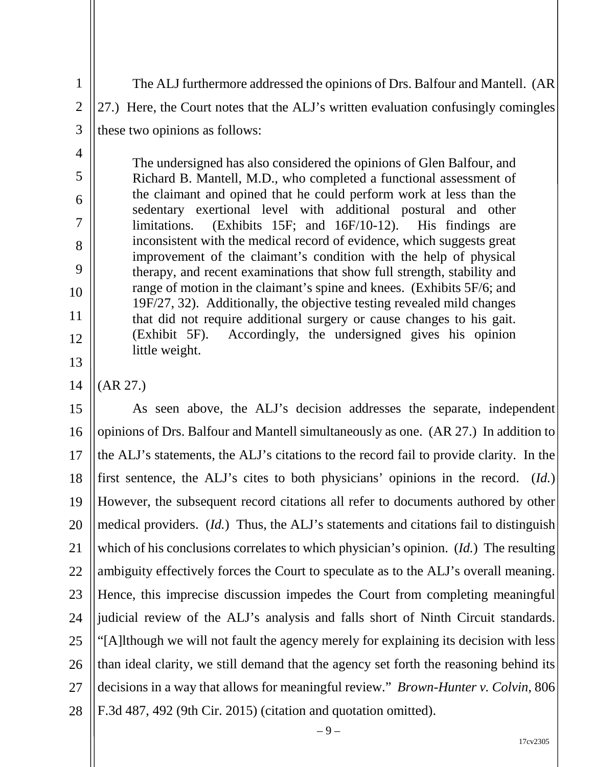The ALJ furthermore addressed the opinions of Drs. Balfour and Mantell. (AR 27.) Here, the Court notes that the ALJ's written evaluation confusingly comingles these two opinions as follows:

> The undersigned has also considered the opinions of Glen Balfour, and Richard B. Mantell, M.D., who completed a functional assessment of the claimant and opined that he could perform work at less than the sedentary exertional level with additional postural and other limitations. (Exhibits 15F; and 16F/10-12). His findings are inconsistent with the medical record of evidence, which suggests great improvement of the claimant's condition with the help of physical therapy, and recent examinations that show full strength, stability and range of motion in the claimant's spine and knees. (Exhibits 5F/6; and 19F/27, 32). Additionally, the objective testing revealed mild changes that did not require additional surgery or cause changes to his gait. (Exhibit 5F). Accordingly, the undersigned gives his opinion little weight.

(AR 27.)

As seen above, the ALJ's decision addresses the separate, independent opinions of Drs. Balfour and Mantell simultaneously as one. (AR 27.) In addition to the ALJ's statements, the ALJ's citations to the record fail to provide clarity. In the first sentence, the ALJ's cites to both physicians' opinions in the record. (*Id.*) However, the subsequent record citations all refer to documents authored by other medical providers. (*Id.*) Thus, the ALJ's statements and citations fail to distinguish which of his conclusions correlates to which physician's opinion. (*Id.*) The resulting ambiguity effectively forces the Court to speculate as to the ALJ's overall meaning. Hence, this imprecise discussion impedes the Court from completing meaningful judicial review of the ALJ's analysis and falls short of Ninth Circuit standards. "[A]lthough we will not fault the agency merely for explaining its decision with less than ideal clarity, we still demand that the agency set forth the reasoning behind its decisions in a way that allows for meaningful review." *Brown-Hunter v. Colvin*, 806 F.3d 487, 492 (9th Cir. 2015) (citation and quotation omitted).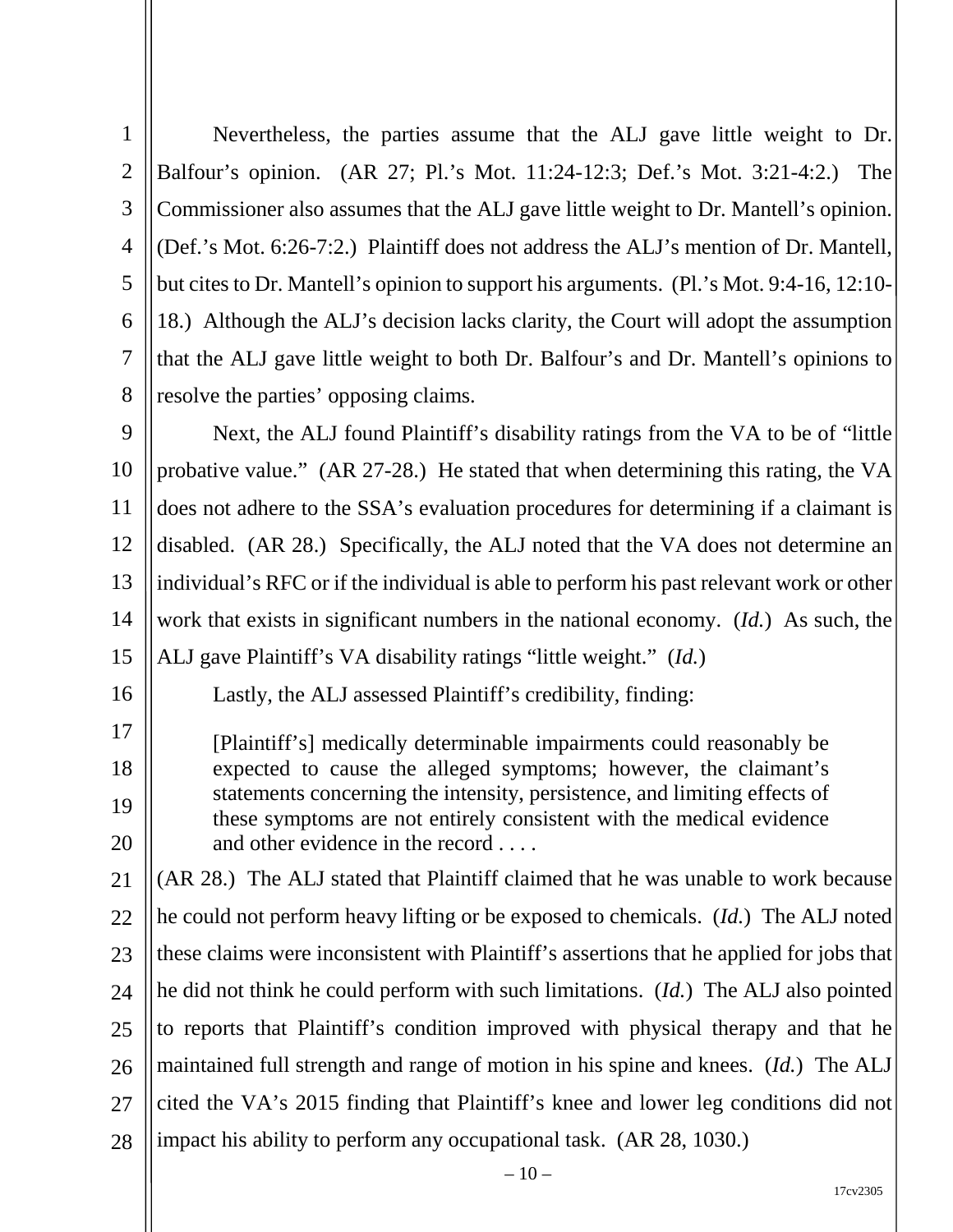Nevertheless, the parties assume that the ALJ gave little weight to Dr. Balfour's opinion. (AR 27; Pl.'s Mot. 11:24-12:3; Def.'s Mot. 3:21-4:2.) The Commissioner also assumes that the ALJ gave little weight to Dr. Mantell's opinion. (Def.'s Mot. 6:26-7:2.) Plaintiff does not address the ALJ's mention of Dr. Mantell, but cites to Dr. Mantell's opinion to support his arguments. (Pl.'s Mot. 9:4-16, 12:10-18.) Although the ALJ's decision lacks clarity, the Court will adopt the assumption that the ALJ gave little weight to both Dr. Balfour's and Dr. Mantell's opinions to resolve the parties' opposing claims.

Next, the ALJ found Plaintiff's disability ratings from the VA to be of "little probative value." (AR 27-28.) He stated that when determining this rating, the VA does not adhere to the SSA's evaluation procedures for determining if a claimant is disabled. (AR 28.) Specifically, the ALJ noted that the VA does not determine an individual's RFC or if the individual is able to perform his past relevant work or other work that exists in significant numbers in the national economy. (*Id.*) As such, the ALJ gave Plaintiff's VA disability ratings "little weight." (*Id.*)

Lastly, the ALJ assessed Plaintiff's credibility, finding:

> [Plaintiff's] medically determinable impairments could reasonably be expected to cause the alleged symptoms; however, the claimant's statements concerning the intensity, persistence, and limiting effects of these symptoms are not entirely consistent with the medical evidence and other evidence in the record . . . .

(AR 28.) The ALJ stated that Plaintiff claimed that he was unable to work because he could not perform heavy lifting or be exposed to chemicals. (*Id.*) The ALJ noted these claims were inconsistent with Plaintiff's assertions that he applied for jobs that he did not think he could perform with such limitations. (*Id.*) The ALJ also pointed to reports that Plaintiff's condition improved with physical therapy and that he maintained full strength and range of motion in his spine and knees. (*Id.*) The ALJ cited the VA's 2015 finding that Plaintiff's knee and lower leg conditions did not impact his ability to perform any occupational task. (AR 28, 1030.)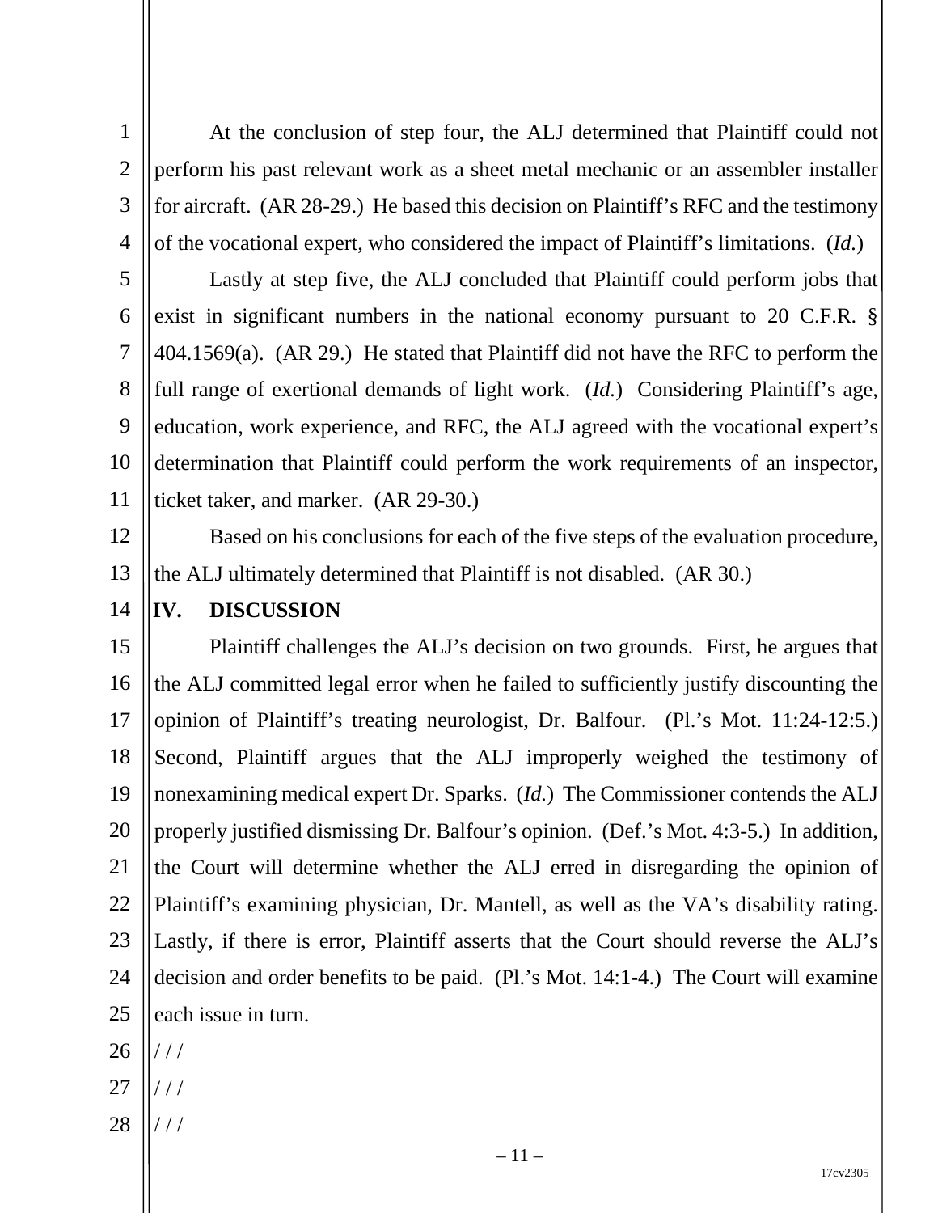At the conclusion of step four, the ALJ determined that Plaintiff could not perform his past relevant work as a sheet metal mechanic or an assembler installer for aircraft. (AR 28-29.) He based this decision on Plaintiff's RFC and the testimony of the vocational expert, who considered the impact of Plaintiff's limitations. (*Id.*)

Lastly at step five, the ALJ concluded that Plaintiff could perform jobs that exist in significant numbers in the national economy pursuant to 20 C.F.R. § 404.1569(a). (AR 29.) He stated that Plaintiff did not have the RFC to perform the full range of exertional demands of light work. (*Id.*) Considering Plaintiff's age, education, work experience, and RFC, the ALJ agreed with the vocational expert's determination that Plaintiff could perform the work requirements of an inspector, ticket taker, and marker. (AR 29-30.)

Based on his conclusions for each of the five steps of the evaluation procedure, the ALJ ultimately determined that Plaintiff is not disabled. (AR 30.)

## IV. DISCUSSION

Plaintiff challenges the ALJ's decision on two grounds. First, he argues that the ALJ committed legal error when he failed to sufficiently justify discounting the opinion of Plaintiff's treating neurologist, Dr. Balfour. (Pl.'s Mot. 11:24-12:5.) Second, Plaintiff argues that the ALJ improperly weighed the testimony of nonexamining medical expert Dr. Sparks. (*Id.*) The Commissioner contends the ALJ properly justified dismissing Dr. Balfour's opinion. (Def.'s Mot. 4:3-5.) In addition, the Court will determine whether the ALJ erred in disregarding the opinion of Plaintiff's examining physician, Dr. Mantell, as well as the VA's disability rating. Lastly, if there is error, Plaintiff asserts that the Court should reverse the ALJ's decision and order benefits to be paid. (Pl.'s Mot. 14:1-4.) The Court will examine each issue in turn.

/ / /

/ / /

/ / /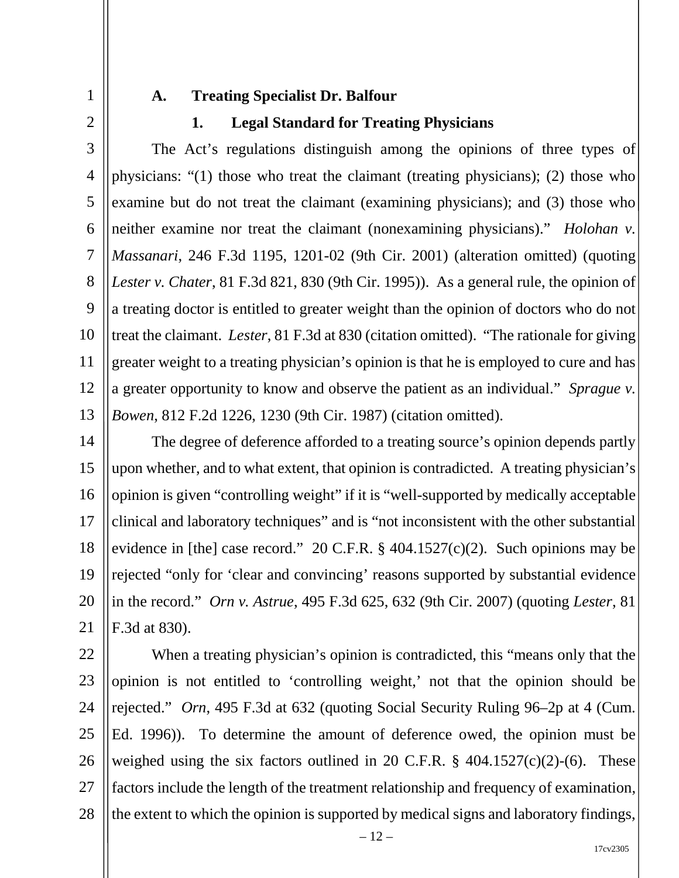### A. Treating Specialist Dr. Balfour

#### 1. Legal Standard for Treating Physicians

The Act's regulations distinguish among the opinions of three types of physicians: "(1) those who treat the claimant (treating physicians); (2) those who examine but do not treat the claimant (examining physicians); and (3) those who neither examine nor treat the claimant (nonexamining physicians)." *Holohan v. Massanari*, 246 F.3d 1195, 1201-02 (9th Cir. 2001) (alteration omitted) (quoting *Lester v. Chater*, 81 F.3d 821, 830 (9th Cir. 1995)). As a general rule, the opinion of a treating doctor is entitled to greater weight than the opinion of doctors who do not treat the claimant. *Lester*, 81 F.3d at 830 (citation omitted). "The rationale for giving greater weight to a treating physician's opinion is that he is employed to cure and has a greater opportunity to know and observe the patient as an individual." *Sprague v. Bowen*, 812 F.2d 1226, 1230 (9th Cir. 1987) (citation omitted).

The degree of deference afforded to a treating source's opinion depends partly upon whether, and to what extent, that opinion is contradicted. A treating physician's opinion is given "controlling weight" if it is "well-supported by medically acceptable clinical and laboratory techniques" and is "not inconsistent with the other substantial evidence in [the] case record." 20 C.F.R. § 404.1527(c)(2). Such opinions may be rejected "only for 'clear and convincing' reasons supported by substantial evidence in the record." *Orn v. Astrue*, 495 F.3d 625, 632 (9th Cir. 2007) (quoting *Lester*, 81 F.3d at 830).

When a treating physician's opinion is contradicted, this "means only that the opinion is not entitled to 'controlling weight,' not that the opinion should be rejected." *Orn*, 495 F.3d at 632 (quoting Social Security Ruling 96–2p at 4 (Cum. Ed. 1996)). To determine the amount of deference owed, the opinion must be weighed using the six factors outlined in 20 C.F.R. § 404.1527(c)(2)-(6). These factors include the length of the treatment relationship and frequency of examination, the extent to which the opinion is supported by medical signs and laboratory findings,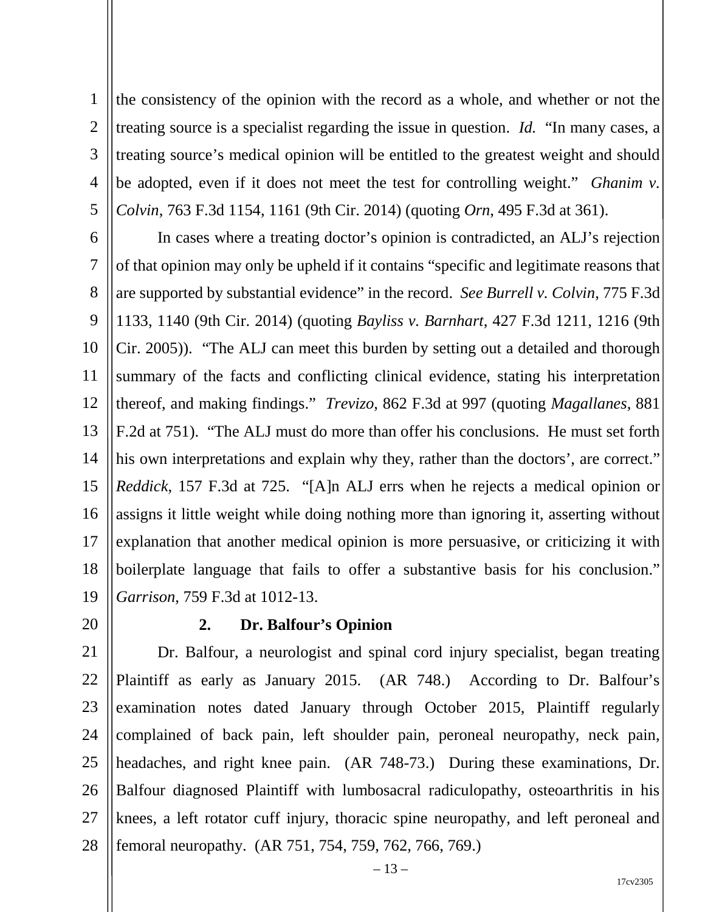the consistency of the opinion with the record as a whole, and whether or not the treating source is a specialist regarding the issue in question. *Id.* "In many cases, a treating source's medical opinion will be entitled to the greatest weight and should be adopted, even if it does not meet the test for controlling weight." *Ghanim v. Colvin*, 763 F.3d 1154, 1161 (9th Cir. 2014) (quoting *Orn*, 495 F.3d at 361).

In cases where a treating doctor's opinion is contradicted, an ALJ's rejection of that opinion may only be upheld if it contains "specific and legitimate reasons that are supported by substantial evidence" in the record. *See Burrell v. Colvin*, 775 F.3d 1133, 1140 (9th Cir. 2014) (quoting *Bayliss v. Barnhart*, 427 F.3d 1211, 1216 (9th Cir. 2005)). "The ALJ can meet this burden by setting out a detailed and thorough summary of the facts and conflicting clinical evidence, stating his interpretation thereof, and making findings." *Trevizo*, 862 F.3d at 997 (quoting *Magallanes*, 881 F.2d at 751). "The ALJ must do more than offer his conclusions. He must set forth his own interpretations and explain why they, rather than the doctors', are correct." *Reddick*, 157 F.3d at 725. "[A]n ALJ errs when he rejects a medical opinion or assigns it little weight while doing nothing more than ignoring it, asserting without explanation that another medical opinion is more persuasive, or criticizing it with boilerplate language that fails to offer a substantive basis for his conclusion." *Garrison*, 759 F.3d at 1012-13.

### 2. Dr. Balfour's Opinion

Dr. Balfour, a neurologist and spinal cord injury specialist, began treating Plaintiff as early as January 2015. (AR 748.) According to Dr. Balfour's examination notes dated January through October 2015, Plaintiff regularly complained of back pain, left shoulder pain, peroneal neuropathy, neck pain, headaches, and right knee pain. (AR 748-73.) During these examinations, Dr. Balfour diagnosed Plaintiff with lumbosacral radiculopathy, osteoarthritis in his knees, a left rotator cuff injury, thoracic spine neuropathy, and left peroneal and femoral neuropathy. (AR 751, 754, 759, 762, 766, 769.)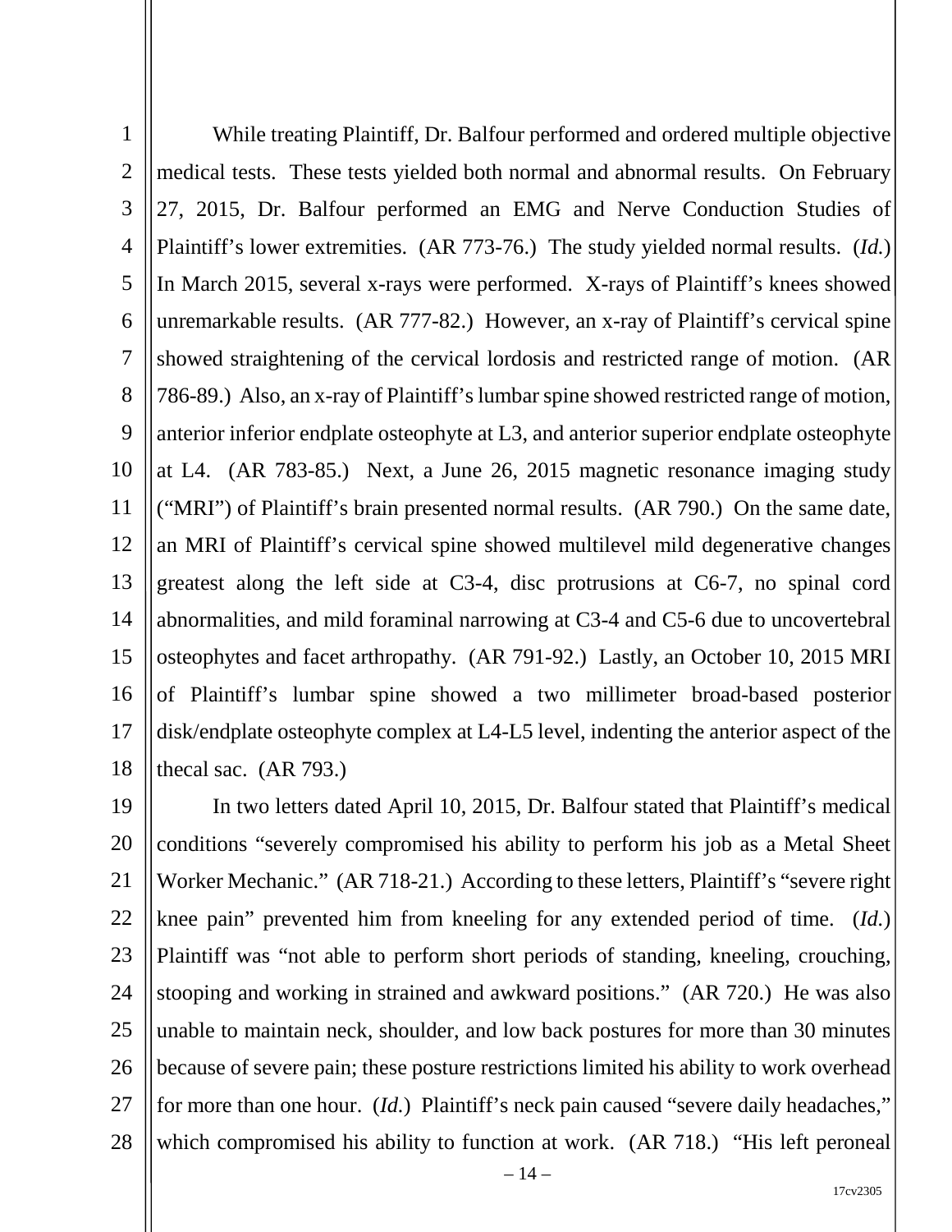While treating Plaintiff, Dr. Balfour performed and ordered multiple objective medical tests. These tests yielded both normal and abnormal results. On February 27, 2015, Dr. Balfour performed an EMG and Nerve Conduction Studies of Plaintiff's lower extremities. (AR 773-76.) The study yielded normal results. (*Id.*) In March 2015, several x-rays were performed. X-rays of Plaintiff's knees showed unremarkable results. (AR 777-82.) However, an x-ray of Plaintiff's cervical spine showed straightening of the cervical lordosis and restricted range of motion. (AR 786-89.) Also, an x-ray of Plaintiff's lumbar spine showed restricted range of motion, anterior inferior endplate osteophyte at L3, and anterior superior endplate osteophyte at L4. (AR 783-85.) Next, a June 26, 2015 magnetic resonance imaging study ("MRI") of Plaintiff's brain presented normal results. (AR 790.) On the same date, an MRI of Plaintiff's cervical spine showed multilevel mild degenerative changes greatest along the left side at C3-4, disc protrusions at C6-7, no spinal cord abnormalities, and mild foraminal narrowing at C3-4 and C5-6 due to uncovertebral osteophytes and facet arthropathy. (AR 791-92.) Lastly, an October 10, 2015 MRI of Plaintiff's lumbar spine showed a two millimeter broad-based posterior disk/endplate osteophyte complex at L4-L5 level, indenting the anterior aspect of the thecal sac. (AR 793.)

In two letters dated April 10, 2015, Dr. Balfour stated that Plaintiff's medical conditions "severely compromised his ability to perform his job as a Metal Sheet Worker Mechanic." (AR 718-21.) According to these letters, Plaintiff's "severe right knee pain" prevented him from kneeling for any extended period of time. (*Id.*) Plaintiff was "not able to perform short periods of standing, kneeling, crouching, stooping and working in strained and awkward positions." (AR 720.) He was also unable to maintain neck, shoulder, and low back postures for more than 30 minutes because of severe pain; these posture restrictions limited his ability to work overhead for more than one hour. (*Id.*) Plaintiff's neck pain caused "severe daily headaches," which compromised his ability to function at work. (AR 718.) "His left peroneal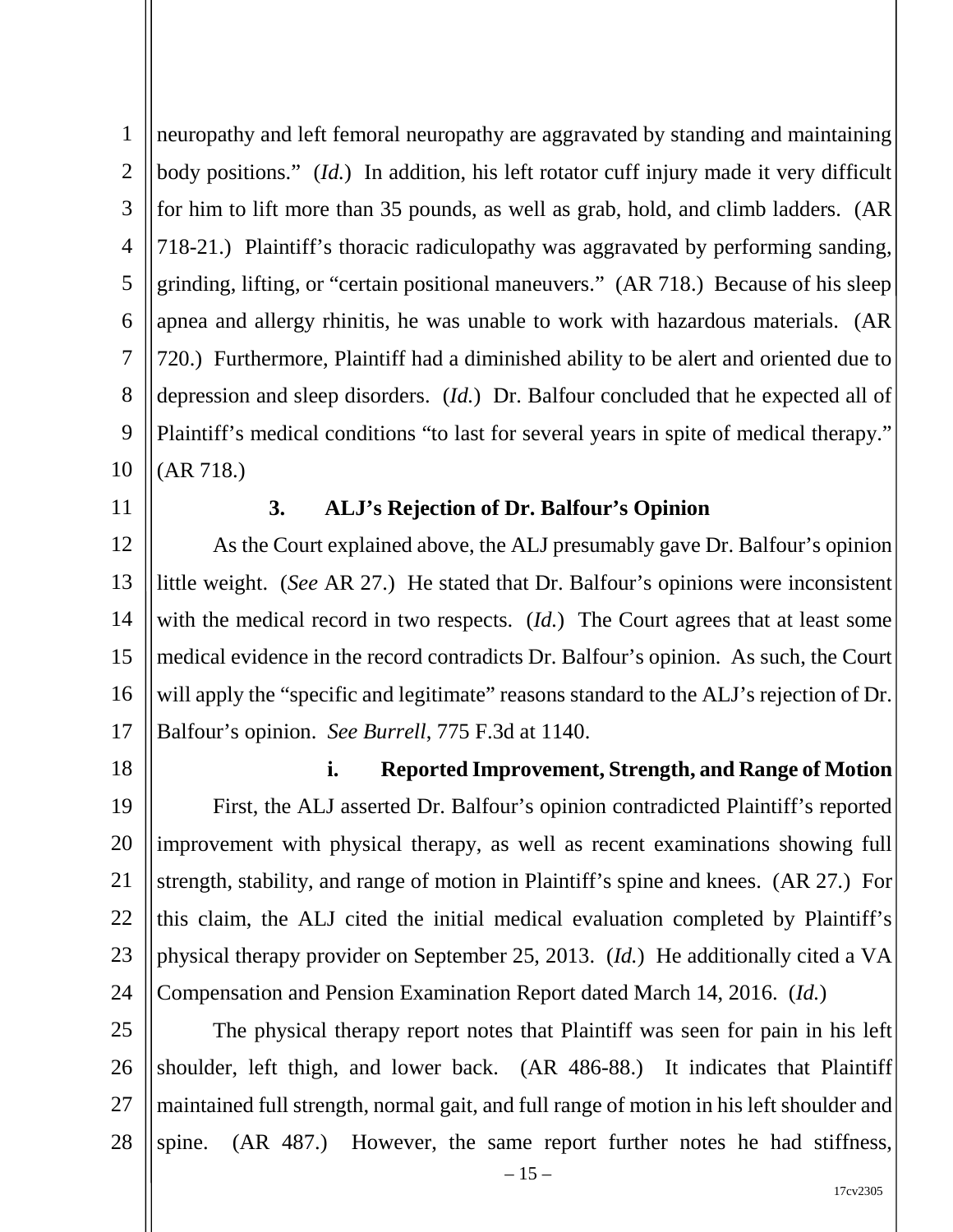neuropathy and left femoral neuropathy are aggravated by standing and maintaining body positions." (*Id.*) In addition, his left rotator cuff injury made it very difficult for him to lift more than 35 pounds, as well as grab, hold, and climb ladders. (AR 718-21.) Plaintiff's thoracic radiculopathy was aggravated by performing sanding, grinding, lifting, or "certain positional maneuvers." (AR 718.) Because of his sleep apnea and allergy rhinitis, he was unable to work with hazardous materials. (AR 720.) Furthermore, Plaintiff had a diminished ability to be alert and oriented due to depression and sleep disorders. (*Id.*) Dr. Balfour concluded that he expected all of Plaintiff's medical conditions "to last for several years in spite of medical therapy." (AR 718.)

### 3. ALJ's Rejection of Dr. Balfour's Opinion

As the Court explained above, the ALJ presumably gave Dr. Balfour's opinion little weight. (*See* AR 27.) He stated that Dr. Balfour's opinions were inconsistent with the medical record in two respects. (*Id.*) The Court agrees that at least some medical evidence in the record contradicts Dr. Balfour's opinion. As such, the Court will apply the "specific and legitimate" reasons standard to the ALJ's rejection of Dr. Balfour's opinion. *See Burrell*, 775 F.3d at 1140.

#### i. Reported Improvement, Strength, and Range of Motion

First, the ALJ asserted Dr. Balfour's opinion contradicted Plaintiff's reported improvement with physical therapy, as well as recent examinations showing full strength, stability, and range of motion in Plaintiff's spine and knees. (AR 27.) For this claim, the ALJ cited the initial medical evaluation completed by Plaintiff's physical therapy provider on September 25, 2013. (*Id.*) He additionally cited a VA Compensation and Pension Examination Report dated March 14, 2016. (*Id.*)

The physical therapy report notes that Plaintiff was seen for pain in his left shoulder, left thigh, and lower back. (AR 486-88.) It indicates that Plaintiff maintained full strength, normal gait, and full range of motion in his left shoulder and spine. (AR 487.) However, the same report further notes he had stiffness,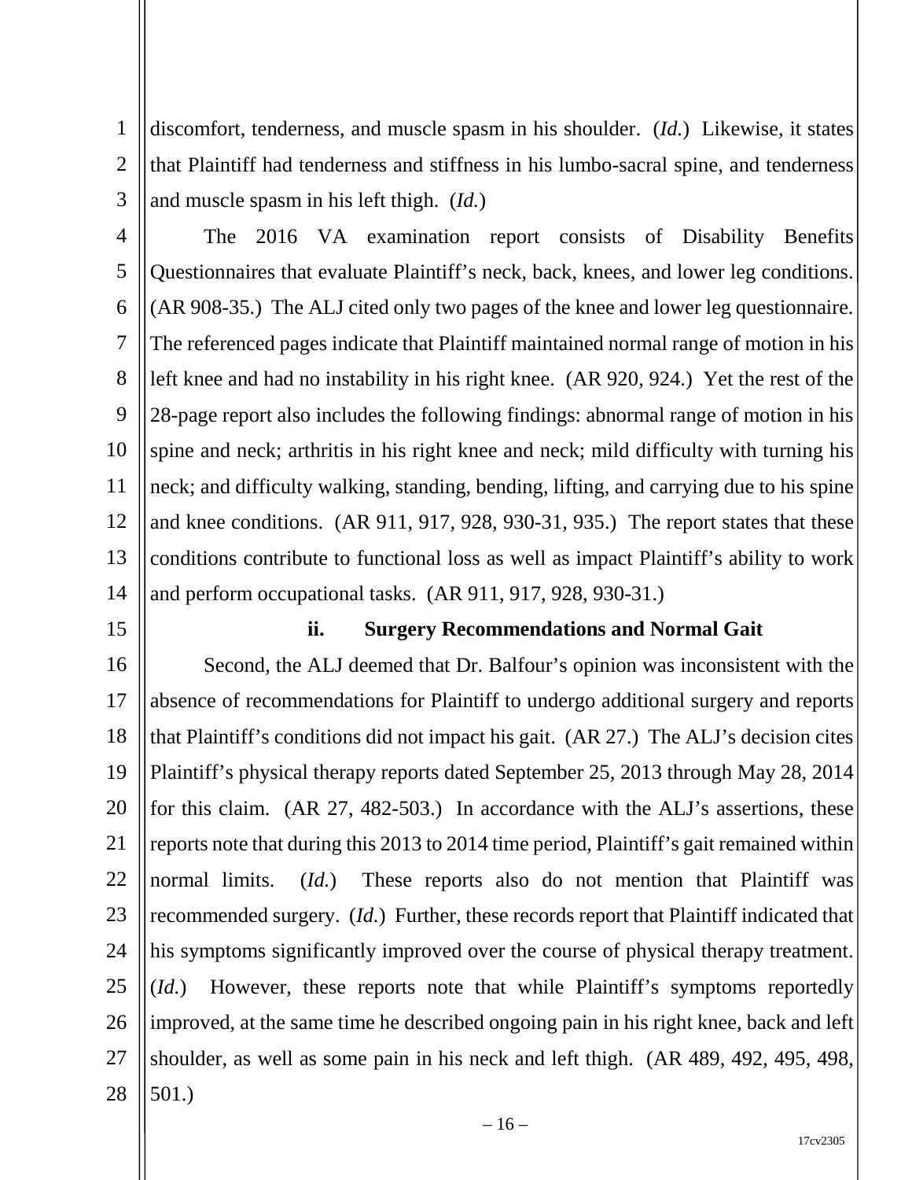discomfort, tenderness, and muscle spasm in his shoulder. (*Id.*) Likewise, it states that Plaintiff had tenderness and stiffness in his lumbo-sacral spine, and tenderness and muscle spasm in his left thigh. (*Id.*)

The 2016 VA examination report consists of Disability Benefits Questionnaires that evaluate Plaintiff's neck, back, knees, and lower leg conditions. (AR 908-35.) The ALJ cited only two pages of the knee and lower leg questionnaire. The referenced pages indicate that Plaintiff maintained normal range of motion in his left knee and had no instability in his right knee. (AR 920, 924.) Yet the rest of the 28-page report also includes the following findings: abnormal range of motion in his spine and neck; arthritis in his right knee and neck; mild difficulty with turning his neck; and difficulty walking, standing, bending, lifting, and carrying due to his spine and knee conditions. (AR 911, 917, 928, 930-31, 935.) The report states that these conditions contribute to functional loss as well as impact Plaintiff's ability to work and perform occupational tasks. (AR 911, 917, 928, 930-31.)

**ii. Surgery Recommendations and Normal Gait**

Second, the ALJ deemed that Dr. Balfour's opinion was inconsistent with the absence of recommendations for Plaintiff to undergo additional surgery and reports that Plaintiff's conditions did not impact his gait. (AR 27.) The ALJ's decision cites Plaintiff's physical therapy reports dated September 25, 2013 through May 28, 2014 for this claim. (AR 27, 482-503.) In accordance with the ALJ's assertions, these reports note that during this 2013 to 2014 time period, Plaintiff's gait remained within normal limits. (*Id.*) These reports also do not mention that Plaintiff was recommended surgery. (*Id.*) Further, these records report that Plaintiff indicated that his symptoms significantly improved over the course of physical therapy treatment. (*Id.*) However, these reports note that while Plaintiff's symptoms reportedly improved, at the same time he described ongoing pain in his right knee, back and left shoulder, as well as some pain in his neck and left thigh. (AR 489, 492, 495, 498, 501.)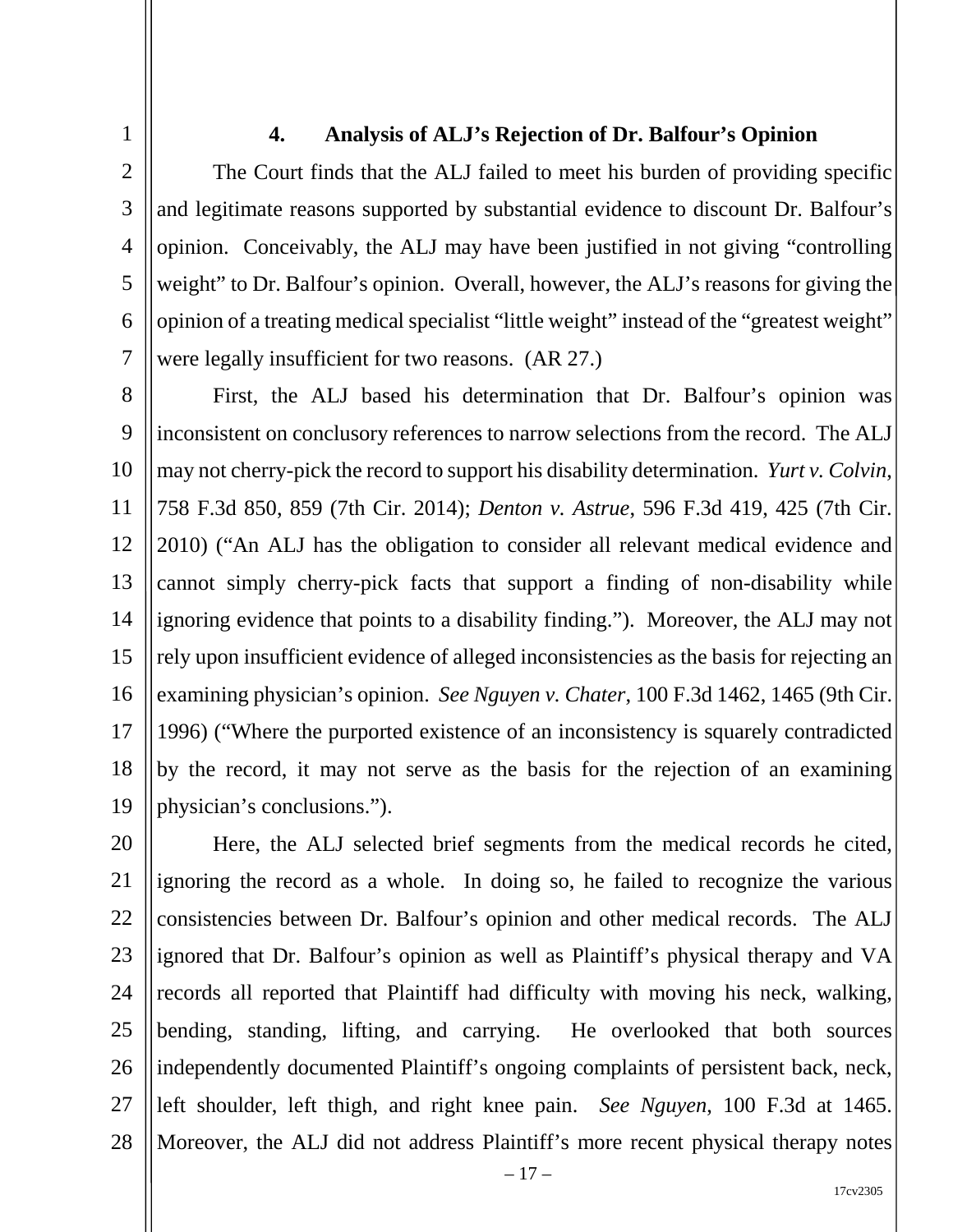### 4. Analysis of ALJ's Rejection of Dr. Balfour's Opinion

The Court finds that the ALJ failed to meet his burden of providing specific and legitimate reasons supported by substantial evidence to discount Dr. Balfour's opinion. Conceivably, the ALJ may have been justified in not giving "controlling weight" to Dr. Balfour's opinion. Overall, however, the ALJ's reasons for giving the opinion of a treating medical specialist "little weight" instead of the "greatest weight" were legally insufficient for two reasons. (AR 27.)

First, the ALJ based his determination that Dr. Balfour's opinion was inconsistent on conclusory references to narrow selections from the record. The ALJ may not cherry-pick the record to support his disability determination. *Yurt v. Colvin*, 758 F.3d 850, 859 (7th Cir. 2014); *Denton v. Astrue*, 596 F.3d 419, 425 (7th Cir. 2010) ("An ALJ has the obligation to consider all relevant medical evidence and cannot simply cherry-pick facts that support a finding of non-disability while ignoring evidence that points to a disability finding."). Moreover, the ALJ may not rely upon insufficient evidence of alleged inconsistencies as the basis for rejecting an examining physician's opinion. *See Nguyen v. Chater*, 100 F.3d 1462, 1465 (9th Cir. 1996) ("Where the purported existence of an inconsistency is squarely contradicted by the record, it may not serve as the basis for the rejection of an examining physician's conclusions.").

Here, the ALJ selected brief segments from the medical records he cited, ignoring the record as a whole. In doing so, he failed to recognize the various consistencies between Dr. Balfour's opinion and other medical records. The ALJ ignored that Dr. Balfour's opinion as well as Plaintiff's physical therapy and VA records all reported that Plaintiff had difficulty with moving his neck, walking, bending, standing, lifting, and carrying. He overlooked that both sources independently documented Plaintiff's ongoing complaints of persistent back, neck, left shoulder, left thigh, and right knee pain. *See Nguyen*, 100 F.3d at 1465. Moreover, the ALJ did not address Plaintiff's more recent physical therapy notes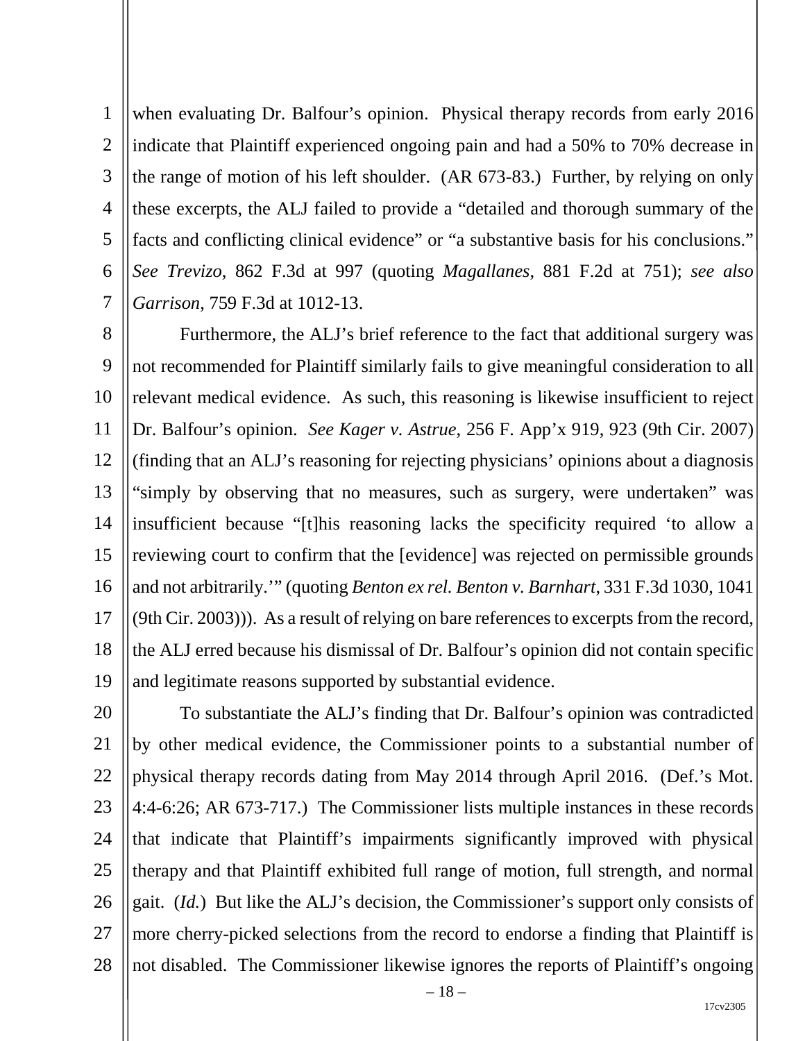when evaluating Dr. Balfour's opinion. Physical therapy records from early 2016 indicate that Plaintiff experienced ongoing pain and had a 50% to 70% decrease in the range of motion of his left shoulder. (AR 673-83.) Further, by relying on only these excerpts, the ALJ failed to provide a "detailed and thorough summary of the facts and conflicting clinical evidence" or "a substantive basis for his conclusions." *See Trevizo*, 862 F.3d at 997 (quoting *Magallanes*, 881 F.2d at 751); *see also Garrison*, 759 F.3d at 1012-13.

Furthermore, the ALJ's brief reference to the fact that additional surgery was not recommended for Plaintiff similarly fails to give meaningful consideration to all relevant medical evidence. As such, this reasoning is likewise insufficient to reject Dr. Balfour's opinion. *See Kager v. Astrue*, 256 F. App'x 919, 923 (9th Cir. 2007) (finding that an ALJ's reasoning for rejecting physicians' opinions about a diagnosis "simply by observing that no measures, such as surgery, were undertaken" was insufficient because "[t]his reasoning lacks the specificity required 'to allow a reviewing court to confirm that the [evidence] was rejected on permissible grounds and not arbitrarily.'" (quoting *Benton ex rel. Benton v. Barnhart*, 331 F.3d 1030, 1041 (9th Cir. 2003))). As a result of relying on bare references to excerpts from the record, the ALJ erred because his dismissal of Dr. Balfour's opinion did not contain specific and legitimate reasons supported by substantial evidence.

To substantiate the ALJ's finding that Dr. Balfour's opinion was contradicted by other medical evidence, the Commissioner points to a substantial number of physical therapy records dating from May 2014 through April 2016. (Def.'s Mot. 4:4-6:26; AR 673-717.) The Commissioner lists multiple instances in these records that indicate that Plaintiff's impairments significantly improved with physical therapy and that Plaintiff exhibited full range of motion, full strength, and normal gait. (*Id.*) But like the ALJ's decision, the Commissioner's support only consists of more cherry-picked selections from the record to endorse a finding that Plaintiff is not disabled. The Commissioner likewise ignores the reports of Plaintiff's ongoing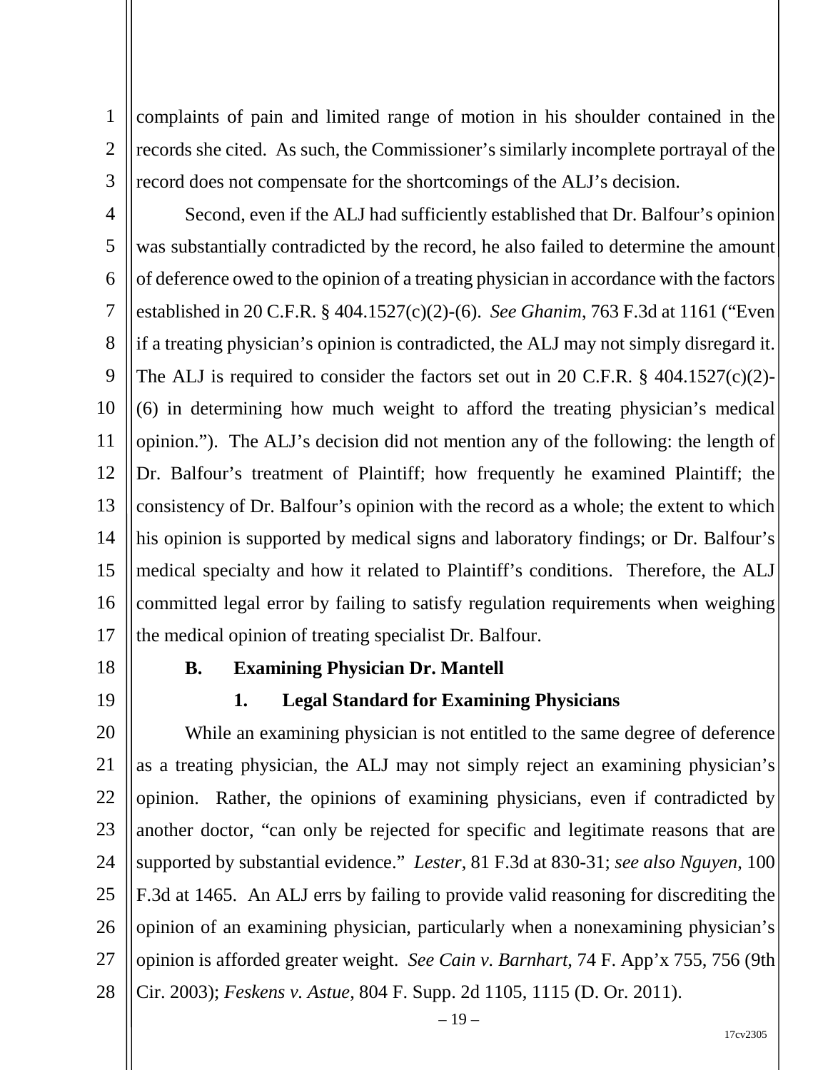complaints of pain and limited range of motion in his shoulder contained in the records she cited. As such, the Commissioner's similarly incomplete portrayal of the record does not compensate for the shortcomings of the ALJ's decision.

Second, even if the ALJ had sufficiently established that Dr. Balfour's opinion was substantially contradicted by the record, he also failed to determine the amount of deference owed to the opinion of a treating physician in accordance with the factors established in 20 C.F.R. § 404.1527(c)(2)-(6). *See Ghanim*, 763 F.3d at 1161 ("Even if a treating physician's opinion is contradicted, the ALJ may not simply disregard it. The ALJ is required to consider the factors set out in 20 C.F.R. § 404.1527(c)(2)-(6) in determining how much weight to afford the treating physician's medical opinion."). The ALJ's decision did not mention any of the following: the length of Dr. Balfour's treatment of Plaintiff; how frequently he examined Plaintiff; the consistency of Dr. Balfour's opinion with the record as a whole; the extent to which his opinion is supported by medical signs and laboratory findings; or Dr. Balfour's medical specialty and how it related to Plaintiff's conditions. Therefore, the ALJ committed legal error by failing to satisfy regulation requirements when weighing the medical opinion of treating specialist Dr. Balfour.

**B. Examining Physician Dr. Mantell**

**1. Legal Standard for Examining Physicians**

While an examining physician is not entitled to the same degree of deference as a treating physician, the ALJ may not simply reject an examining physician's opinion. Rather, the opinions of examining physicians, even if contradicted by another doctor, "can only be rejected for specific and legitimate reasons that are supported by substantial evidence." *Lester*, 81 F.3d at 830-31; *see also Nguyen*, 100 F.3d at 1465. An ALJ errs by failing to provide valid reasoning for discrediting the opinion of an examining physician, particularly when a nonexamining physician's opinion is afforded greater weight. *See Cain v. Barnhart*, 74 F. App'x 755, 756 (9th Cir. 2003); *Feskens v. Astue*, 804 F. Supp. 2d 1105, 1115 (D. Or. 2011).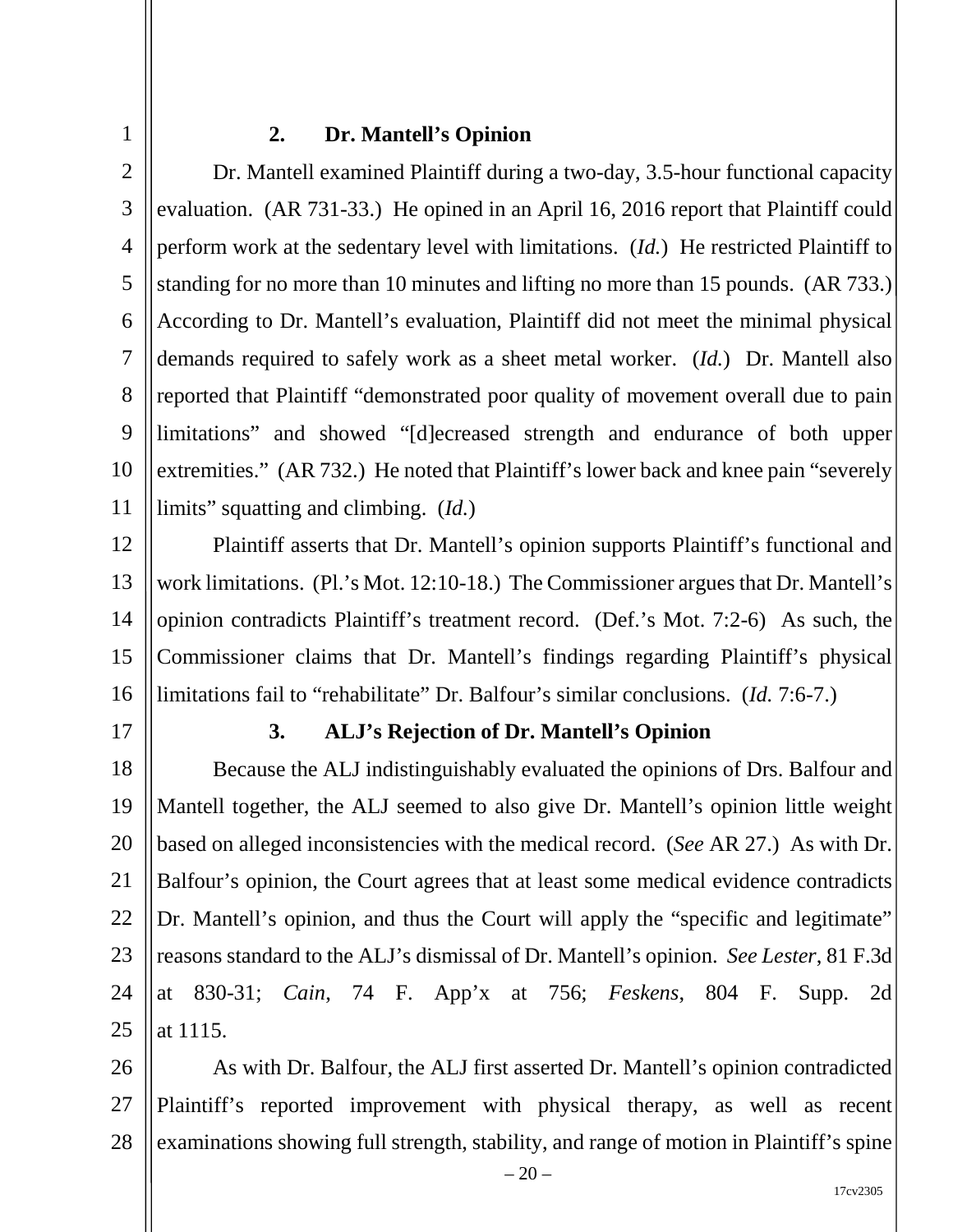### 2. Dr. Mantell's Opinion

Dr. Mantell examined Plaintiff during a two-day, 3.5-hour functional capacity evaluation. (AR 731-33.) He opined in an April 16, 2016 report that Plaintiff could perform work at the sedentary level with limitations. (*Id.*) He restricted Plaintiff to standing for no more than 10 minutes and lifting no more than 15 pounds. (AR 733.) According to Dr. Mantell's evaluation, Plaintiff did not meet the minimal physical demands required to safely work as a sheet metal worker. (*Id.*) Dr. Mantell also reported that Plaintiff "demonstrated poor quality of movement overall due to pain limitations" and showed "[d]ecreased strength and endurance of both upper extremities." (AR 732.) He noted that Plaintiff's lower back and knee pain "severely limits" squatting and climbing. (*Id.*)

Plaintiff asserts that Dr. Mantell's opinion supports Plaintiff's functional and work limitations. (Pl.'s Mot. 12:10-18.) The Commissioner argues that Dr. Mantell's opinion contradicts Plaintiff's treatment record. (Def.'s Mot. 7:2-6) As such, the Commissioner claims that Dr. Mantell's findings regarding Plaintiff's physical limitations fail to "rehabilitate" Dr. Balfour's similar conclusions. (*Id.* 7:6-7.)

### 3. ALJ's Rejection of Dr. Mantell's Opinion

Because the ALJ indistinguishably evaluated the opinions of Drs. Balfour and Mantell together, the ALJ seemed to also give Dr. Mantell's opinion little weight based on alleged inconsistencies with the medical record. (*See* AR 27.) As with Dr. Balfour's opinion, the Court agrees that at least some medical evidence contradicts Dr. Mantell's opinion, and thus the Court will apply the "specific and legitimate" reasons standard to the ALJ's dismissal of Dr. Mantell's opinion. *See Lester*, 81 F.3d at 830-31; *Cain*, 74 F. App'x at 756; *Feskens*, 804 F. Supp. 2d at 1115.

As with Dr. Balfour, the ALJ first asserted Dr. Mantell's opinion contradicted Plaintiff's reported improvement with physical therapy, as well as recent examinations showing full strength, stability, and range of motion in Plaintiff's spine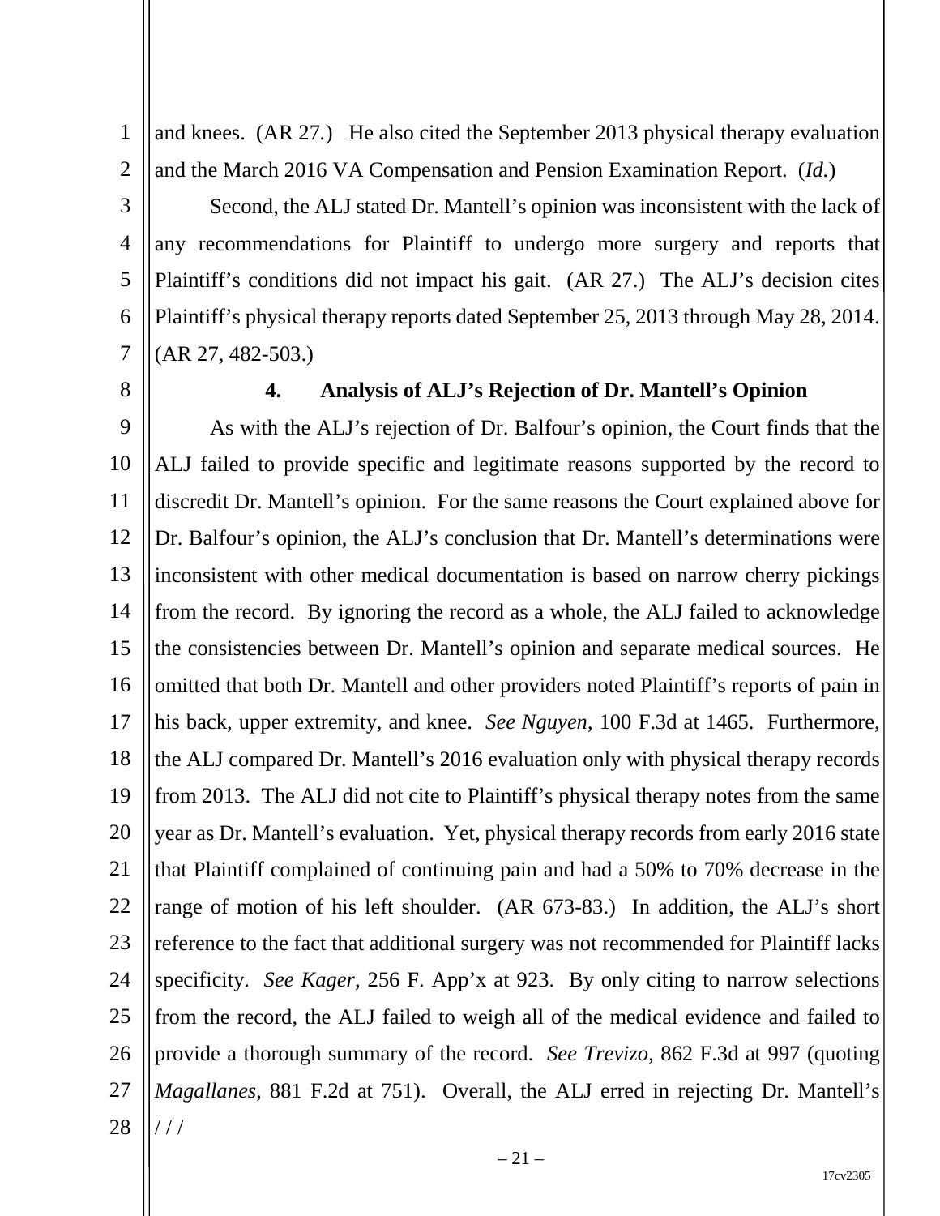and knees. (AR 27.) He also cited the September 2013 physical therapy evaluation and the March 2016 VA Compensation and Pension Examination Report. (*Id.*)

Second, the ALJ stated Dr. Mantell's opinion was inconsistent with the lack of any recommendations for Plaintiff to undergo more surgery and reports that Plaintiff's conditions did not impact his gait. (AR 27.) The ALJ's decision cites Plaintiff's physical therapy reports dated September 25, 2013 through May 28, 2014. (AR 27, 482-503.)

**4. Analysis of ALJ's Rejection of Dr. Mantell's Opinion**

As with the ALJ's rejection of Dr. Balfour's opinion, the Court finds that the ALJ failed to provide specific and legitimate reasons supported by the record to discredit Dr. Mantell's opinion. For the same reasons the Court explained above for Dr. Balfour's opinion, the ALJ's conclusion that Dr. Mantell's determinations were inconsistent with other medical documentation is based on narrow cherry pickings from the record. By ignoring the record as a whole, the ALJ failed to acknowledge the consistencies between Dr. Mantell's opinion and separate medical sources. He omitted that both Dr. Mantell and other providers noted Plaintiff's reports of pain in his back, upper extremity, and knee. *See Nguyen*, 100 F.3d at 1465. Furthermore, the ALJ compared Dr. Mantell's 2016 evaluation only with physical therapy records from 2013. The ALJ did not cite to Plaintiff's physical therapy notes from the same year as Dr. Mantell's evaluation. Yet, physical therapy records from early 2016 state that Plaintiff complained of continuing pain and had a 50% to 70% decrease in the range of motion of his left shoulder. (AR 673-83.) In addition, the ALJ's short reference to the fact that additional surgery was not recommended for Plaintiff lacks specificity. *See Kager*, 256 F. App'x at 923. By only citing to narrow selections from the record, the ALJ failed to weigh all of the medical evidence and failed to provide a thorough summary of the record. *See Trevizo*, 862 F.3d at 997 (quoting *Magallanes*, 881 F.2d at 751). Overall, the ALJ erred in rejecting Dr. Mantell's

/ / /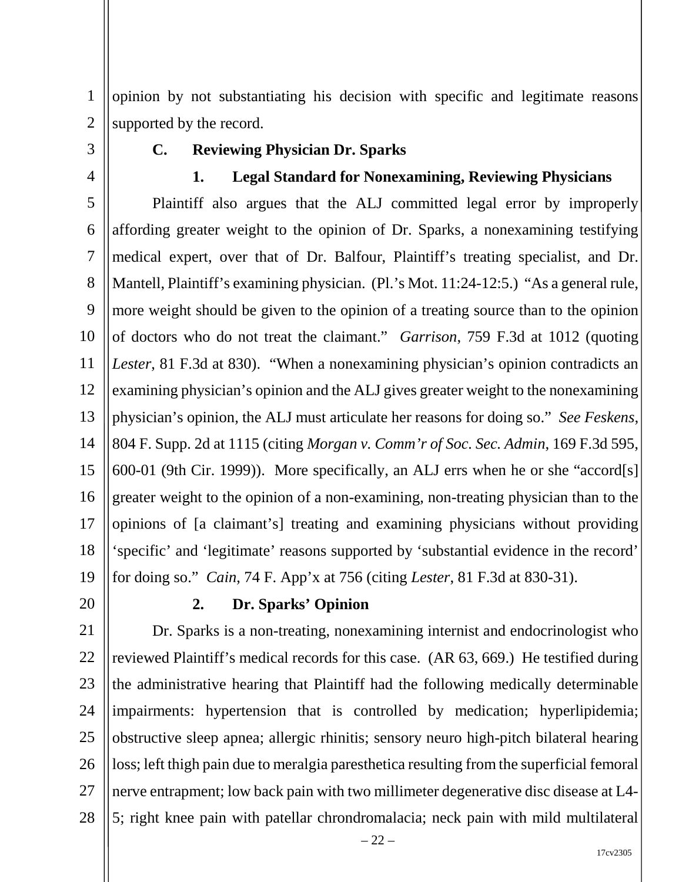opinion by not substantiating his decision with specific and legitimate reasons supported by the record.

### C. Reviewing Physician Dr. Sparks

#### 1. Legal Standard for Nonexamining, Reviewing Physicians

Plaintiff also argues that the ALJ committed legal error by improperly affording greater weight to the opinion of Dr. Sparks, a nonexamining testifying medical expert, over that of Dr. Balfour, Plaintiff's treating specialist, and Dr. Mantell, Plaintiff's examining physician. (Pl.'s Mot. 11:24-12:5.) "As a general rule, more weight should be given to the opinion of a treating source than to the opinion of doctors who do not treat the claimant." *Garrison*, 759 F.3d at 1012 (quoting *Lester*, 81 F.3d at 830). "When a nonexamining physician's opinion contradicts an examining physician's opinion and the ALJ gives greater weight to the nonexamining physician's opinion, the ALJ must articulate her reasons for doing so." *See Feskens*, 804 F. Supp. 2d at 1115 (citing *Morgan v. Comm'r of Soc. Sec. Admin*, 169 F.3d 595, 600-01 (9th Cir. 1999)). More specifically, an ALJ errs when he or she "accord[s] greater weight to the opinion of a non-examining, non-treating physician than to the opinions of [a claimant's] treating and examining physicians without providing 'specific' and 'legitimate' reasons supported by 'substantial evidence in the record' for doing so." *Cain*, 74 F. App'x at 756 (citing *Lester*, 81 F.3d at 830-31).

#### 2. Dr. Sparks' Opinion

Dr. Sparks is a non-treating, nonexamining internist and endocrinologist who reviewed Plaintiff's medical records for this case. (AR 63, 669.) He testified during the administrative hearing that Plaintiff had the following medically determinable impairments: hypertension that is controlled by medication; hyperlipidemia; obstructive sleep apnea; allergic rhinitis; sensory neuro high-pitch bilateral hearing loss; left thigh pain due to meralgia paresthetica resulting from the superficial femoral nerve entrapment; low back pain with two millimeter degenerative disc disease at L4-5; right knee pain with patellar chrondromalacia; neck pain with mild multilateral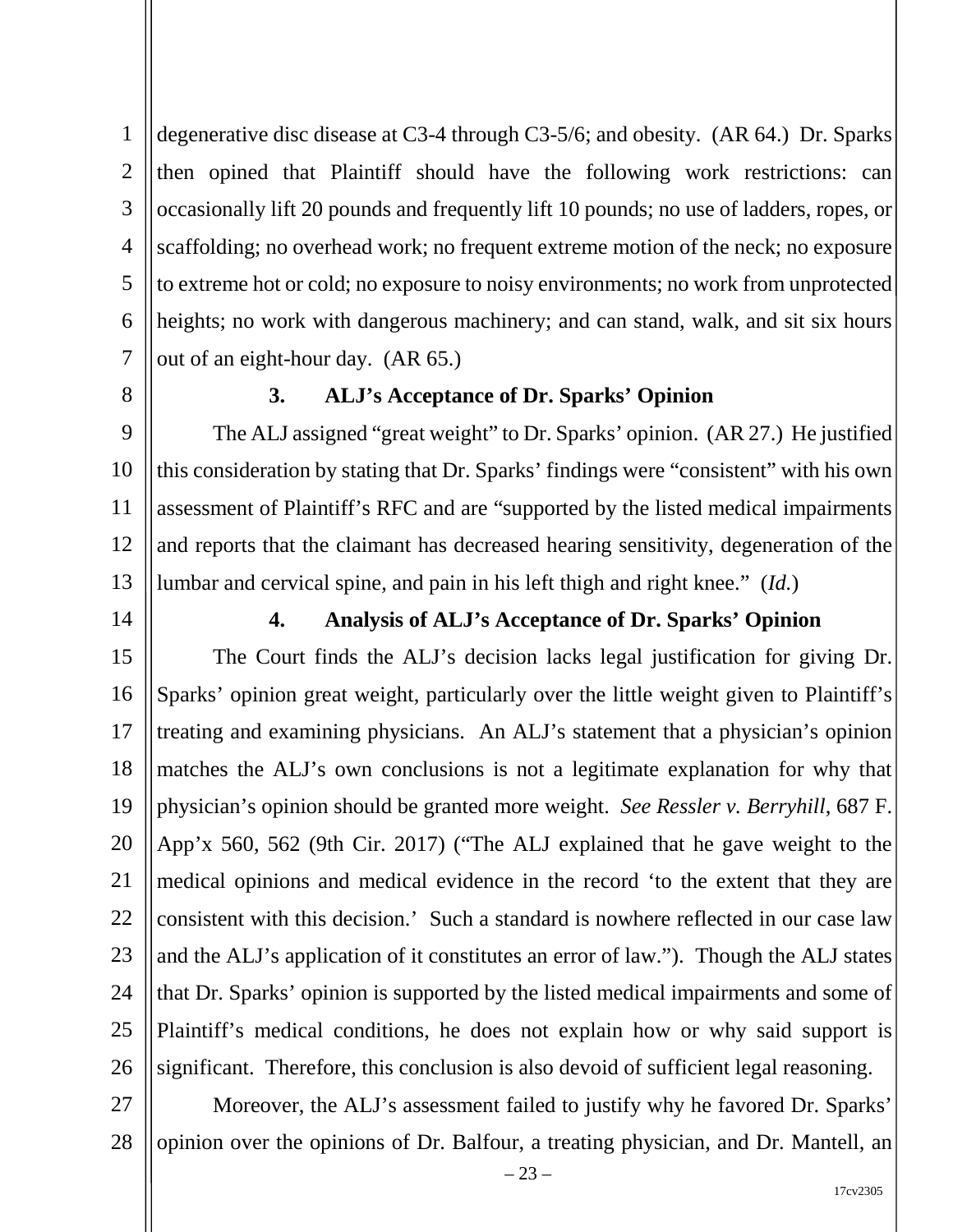degenerative disc disease at C3-4 through C3-5/6; and obesity. (AR 64.) Dr. Sparks then opined that Plaintiff should have the following work restrictions: can occasionally lift 20 pounds and frequently lift 10 pounds; no use of ladders, ropes, or scaffolding; no overhead work; no frequent extreme motion of the neck; no exposure to extreme hot or cold; no exposure to noisy environments; no work from unprotected heights; no work with dangerous machinery; and can stand, walk, and sit six hours out of an eight-hour day. (AR 65.)

### 3. ALJ's Acceptance of Dr. Sparks' Opinion

The ALJ assigned "great weight" to Dr. Sparks' opinion. (AR 27.) He justified this consideration by stating that Dr. Sparks' findings were "consistent" with his own assessment of Plaintiff's RFC and are "supported by the listed medical impairments and reports that the claimant has decreased hearing sensitivity, degeneration of the lumbar and cervical spine, and pain in his left thigh and right knee." (*Id.*)

### 4. Analysis of ALJ's Acceptance of Dr. Sparks' Opinion

The Court finds the ALJ's decision lacks legal justification for giving Dr. Sparks' opinion great weight, particularly over the little weight given to Plaintiff's treating and examining physicians. An ALJ's statement that a physician's opinion matches the ALJ's own conclusions is not a legitimate explanation for why that physician's opinion should be granted more weight. *See Ressler v. Berryhill*, 687 F. App'x 560, 562 (9th Cir. 2017) ("The ALJ explained that he gave weight to the medical opinions and medical evidence in the record 'to the extent that they are consistent with this decision.' Such a standard is nowhere reflected in our case law and the ALJ's application of it constitutes an error of law."). Though the ALJ states that Dr. Sparks' opinion is supported by the listed medical impairments and some of Plaintiff's medical conditions, he does not explain how or why said support is significant. Therefore, this conclusion is also devoid of sufficient legal reasoning.

Moreover, the ALJ's assessment failed to justify why he favored Dr. Sparks' opinion over the opinions of Dr. Balfour, a treating physician, and Dr. Mantell, an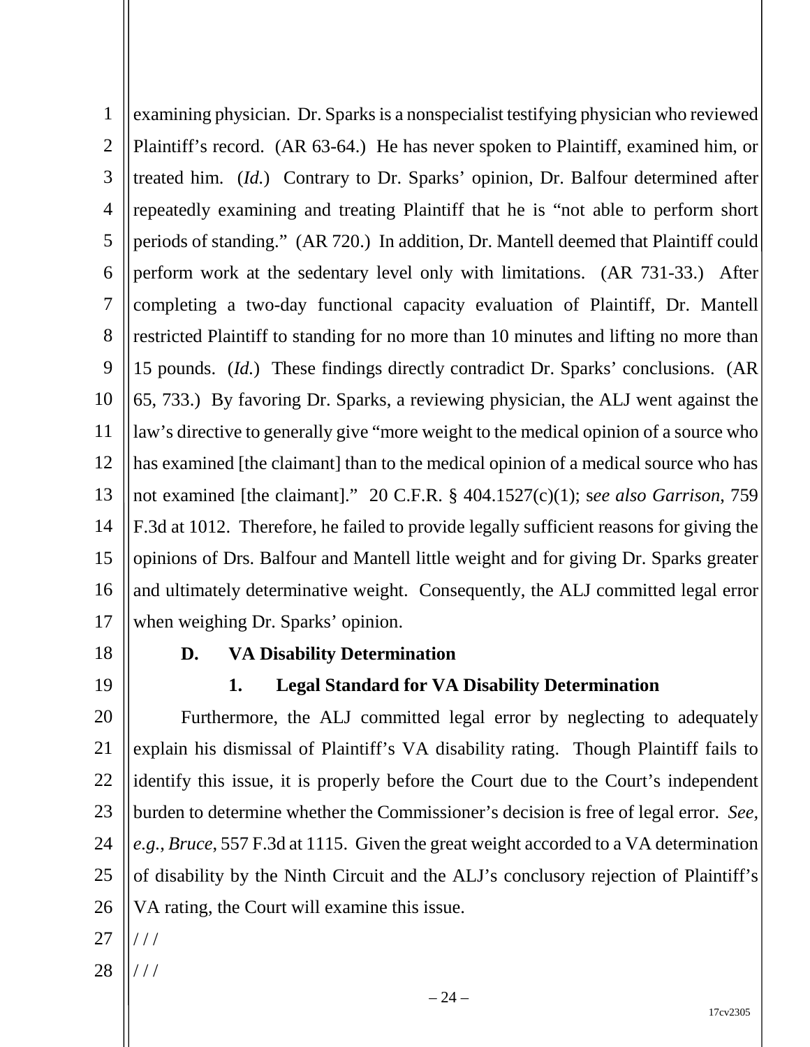examining physician. Dr. Sparks is a nonspecialist testifying physician who reviewed Plaintiff's record. (AR 63-64.) He has never spoken to Plaintiff, examined him, or treated him. (*Id.*) Contrary to Dr. Sparks' opinion, Dr. Balfour determined after repeatedly examining and treating Plaintiff that he is "not able to perform short periods of standing." (AR 720.) In addition, Dr. Mantell deemed that Plaintiff could perform work at the sedentary level only with limitations. (AR 731-33.) After completing a two-day functional capacity evaluation of Plaintiff, Dr. Mantell restricted Plaintiff to standing for no more than 10 minutes and lifting no more than 15 pounds. (*Id.*) These findings directly contradict Dr. Sparks' conclusions. (AR 65, 733.) By favoring Dr. Sparks, a reviewing physician, the ALJ went against the law's directive to generally give "more weight to the medical opinion of a source who has examined [the claimant] than to the medical opinion of a medical source who has not examined [the claimant]." 20 C.F.R. § 404.1527(c)(1); s*ee also Garrison*, 759 F.3d at 1012. Therefore, he failed to provide legally sufficient reasons for giving the opinions of Drs. Balfour and Mantell little weight and for giving Dr. Sparks greater and ultimately determinative weight. Consequently, the ALJ committed legal error when weighing Dr. Sparks' opinion.

### D. VA Disability Determination

#### 1. Legal Standard for VA Disability Determination

Furthermore, the ALJ committed legal error by neglecting to adequately explain his dismissal of Plaintiff's VA disability rating. Though Plaintiff fails to identify this issue, it is properly before the Court due to the Court's independent burden to determine whether the Commissioner's decision is free of legal error. *See, e.g.*, *Bruce*, 557 F.3d at 1115. Given the great weight accorded to a VA determination of disability by the Ninth Circuit and the ALJ's conclusory rejection of Plaintiff's VA rating, the Court will examine this issue.

/ / /

/ / /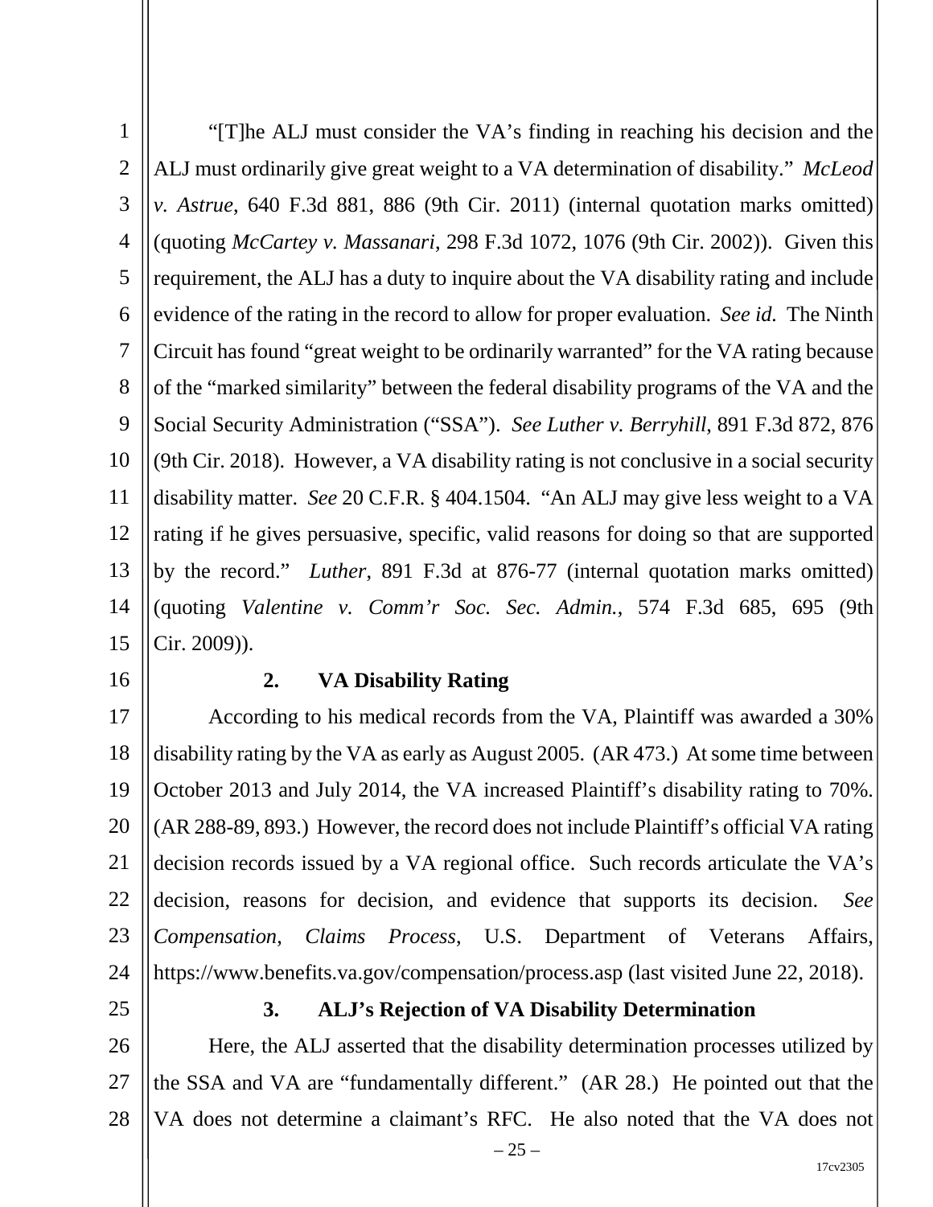"[T]he ALJ must consider the VA's finding in reaching his decision and the ALJ must ordinarily give great weight to a VA determination of disability." *McLeod v. Astrue*, 640 F.3d 881, 886 (9th Cir. 2011) (internal quotation marks omitted) (quoting *McCartey v. Massanari*, 298 F.3d 1072, 1076 (9th Cir. 2002)). Given this requirement, the ALJ has a duty to inquire about the VA disability rating and include evidence of the rating in the record to allow for proper evaluation. *See id.* The Ninth Circuit has found "great weight to be ordinarily warranted" for the VA rating because of the "marked similarity" between the federal disability programs of the VA and the Social Security Administration ("SSA"). *See Luther v. Berryhill*, 891 F.3d 872, 876 (9th Cir. 2018). However, a VA disability rating is not conclusive in a social security disability matter. *See* 20 C.F.R. § 404.1504. "An ALJ may give less weight to a VA rating if he gives persuasive, specific, valid reasons for doing so that are supported by the record." *Luther*, 891 F.3d at 876-77 (internal quotation marks omitted) (quoting *Valentine v. Comm'r Soc. Sec. Admin.*, 574 F.3d 685, 695 (9th Cir. 2009)).

**2. VA Disability Rating**

According to his medical records from the VA, Plaintiff was awarded a 30% disability rating by the VA as early as August 2005. (AR 473.) At some time between October 2013 and July 2014, the VA increased Plaintiff's disability rating to 70%. (AR 288-89, 893.) However, the record does not include Plaintiff's official VA rating decision records issued by a VA regional office. Such records articulate the VA's decision, reasons for decision, and evidence that supports its decision. *See Compensation, Claims Process*, U.S. Department of Veterans Affairs, https://www.benefits.va.gov/compensation/process.asp (last visited June 22, 2018).

**3. ALJ's Rejection of VA Disability Determination**

Here, the ALJ asserted that the disability determination processes utilized by the SSA and VA are "fundamentally different." (AR 28.) He pointed out that the VA does not determine a claimant's RFC. He also noted that the VA does not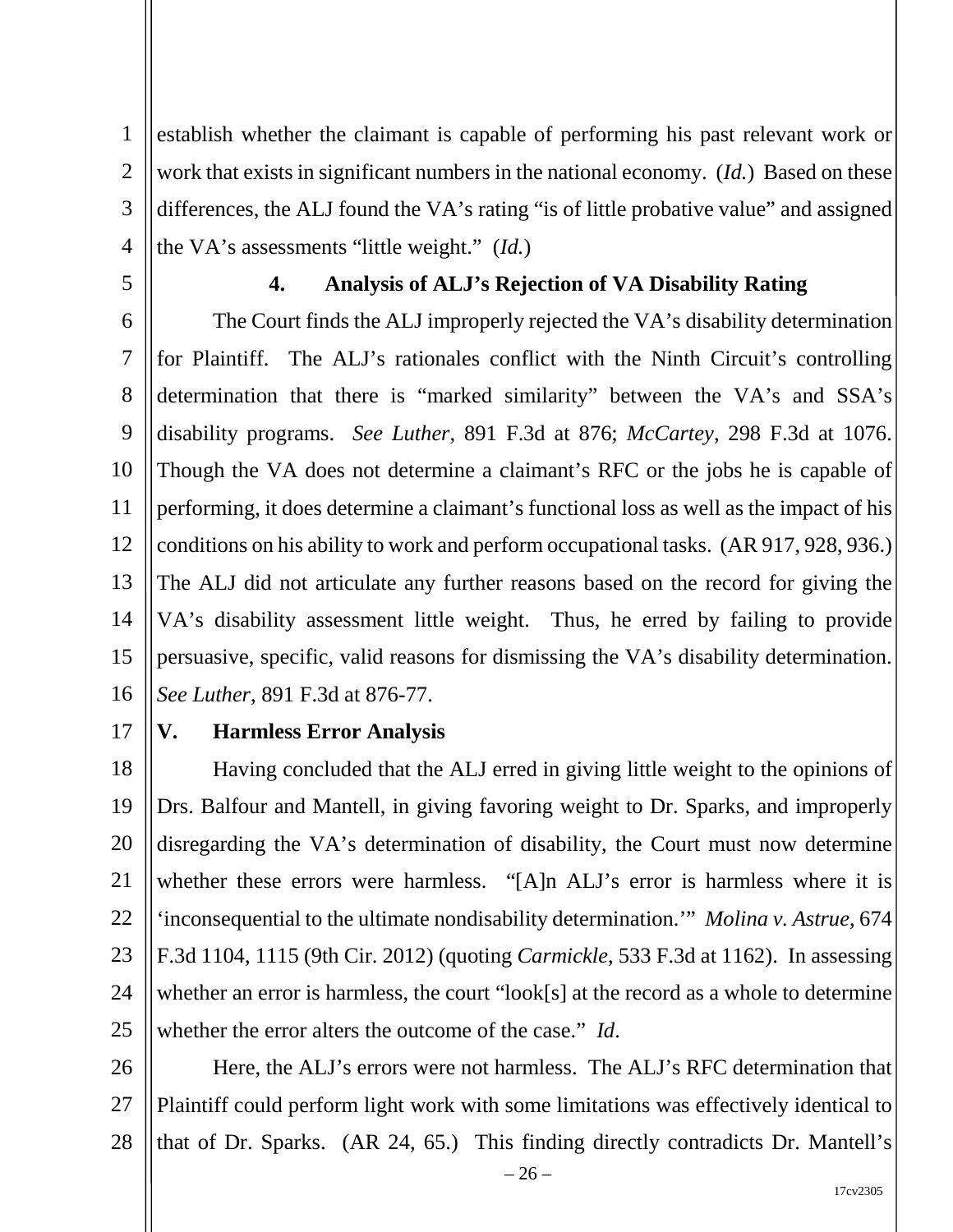establish whether the claimant is capable of performing his past relevant work or work that exists in significant numbers in the national economy. (*Id.*) Based on these differences, the ALJ found the VA's rating "is of little probative value" and assigned the VA's assessments "little weight." (*Id.*)

### 4. Analysis of ALJ's Rejection of VA Disability Rating

The Court finds the ALJ improperly rejected the VA's disability determination for Plaintiff. The ALJ's rationales conflict with the Ninth Circuit's controlling determination that there is "marked similarity" between the VA's and SSA's disability programs. *See Luther*, 891 F.3d at 876; *McCartey*, 298 F.3d at 1076. Though the VA does not determine a claimant's RFC or the jobs he is capable of performing, it does determine a claimant's functional loss as well as the impact of his conditions on his ability to work and perform occupational tasks. (AR 917, 928, 936.) The ALJ did not articulate any further reasons based on the record for giving the VA's disability assessment little weight. Thus, he erred by failing to provide persuasive, specific, valid reasons for dismissing the VA's disability determination. *See Luther*, 891 F.3d at 876-77.

## V. Harmless Error Analysis

Having concluded that the ALJ erred in giving little weight to the opinions of Drs. Balfour and Mantell, in giving favoring weight to Dr. Sparks, and improperly disregarding the VA's determination of disability, the Court must now determine whether these errors were harmless. "[A]n ALJ's error is harmless where it is 'inconsequential to the ultimate nondisability determination.'" *Molina v. Astrue*, 674 F.3d 1104, 1115 (9th Cir. 2012) (quoting *Carmickle*, 533 F.3d at 1162). In assessing whether an error is harmless, the court "look[s] at the record as a whole to determine whether the error alters the outcome of the case." *Id*.

Here, the ALJ's errors were not harmless. The ALJ's RFC determination that Plaintiff could perform light work with some limitations was effectively identical to that of Dr. Sparks. (AR 24, 65.) This finding directly contradicts Dr. Mantell's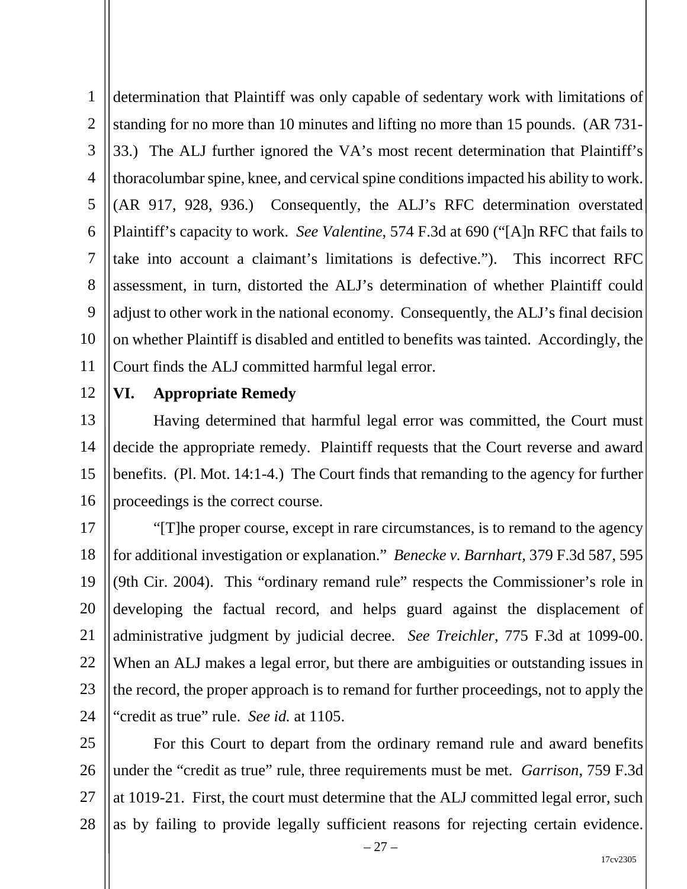determination that Plaintiff was only capable of sedentary work with limitations of standing for no more than 10 minutes and lifting no more than 15 pounds. (AR 731-33.) The ALJ further ignored the VA's most recent determination that Plaintiff's thoracolumbar spine, knee, and cervical spine conditions impacted his ability to work. (AR 917, 928, 936.) Consequently, the ALJ's RFC determination overstated Plaintiff's capacity to work. *See Valentine*, 574 F.3d at 690 ("[A]n RFC that fails to take into account a claimant's limitations is defective."). This incorrect RFC assessment, in turn, distorted the ALJ's determination of whether Plaintiff could adjust to other work in the national economy. Consequently, the ALJ's final decision on whether Plaintiff is disabled and entitled to benefits was tainted. Accordingly, the Court finds the ALJ committed harmful legal error.

## VI. Appropriate Remedy

Having determined that harmful legal error was committed, the Court must decide the appropriate remedy. Plaintiff requests that the Court reverse and award benefits. (Pl. Mot. 14:1-4.) The Court finds that remanding to the agency for further proceedings is the correct course.

"[T]he proper course, except in rare circumstances, is to remand to the agency for additional investigation or explanation." *Benecke v. Barnhart*, 379 F.3d 587, 595 (9th Cir. 2004). This "ordinary remand rule" respects the Commissioner's role in developing the factual record, and helps guard against the displacement of administrative judgment by judicial decree. *See Treichler*, 775 F.3d at 1099-00. When an ALJ makes a legal error, but there are ambiguities or outstanding issues in the record, the proper approach is to remand for further proceedings, not to apply the "credit as true" rule. *See id.* at 1105.

For this Court to depart from the ordinary remand rule and award benefits under the "credit as true" rule, three requirements must be met. *Garrison*, 759 F.3d at 1019-21. First, the court must determine that the ALJ committed legal error, such as by failing to provide legally sufficient reasons for rejecting certain evidence.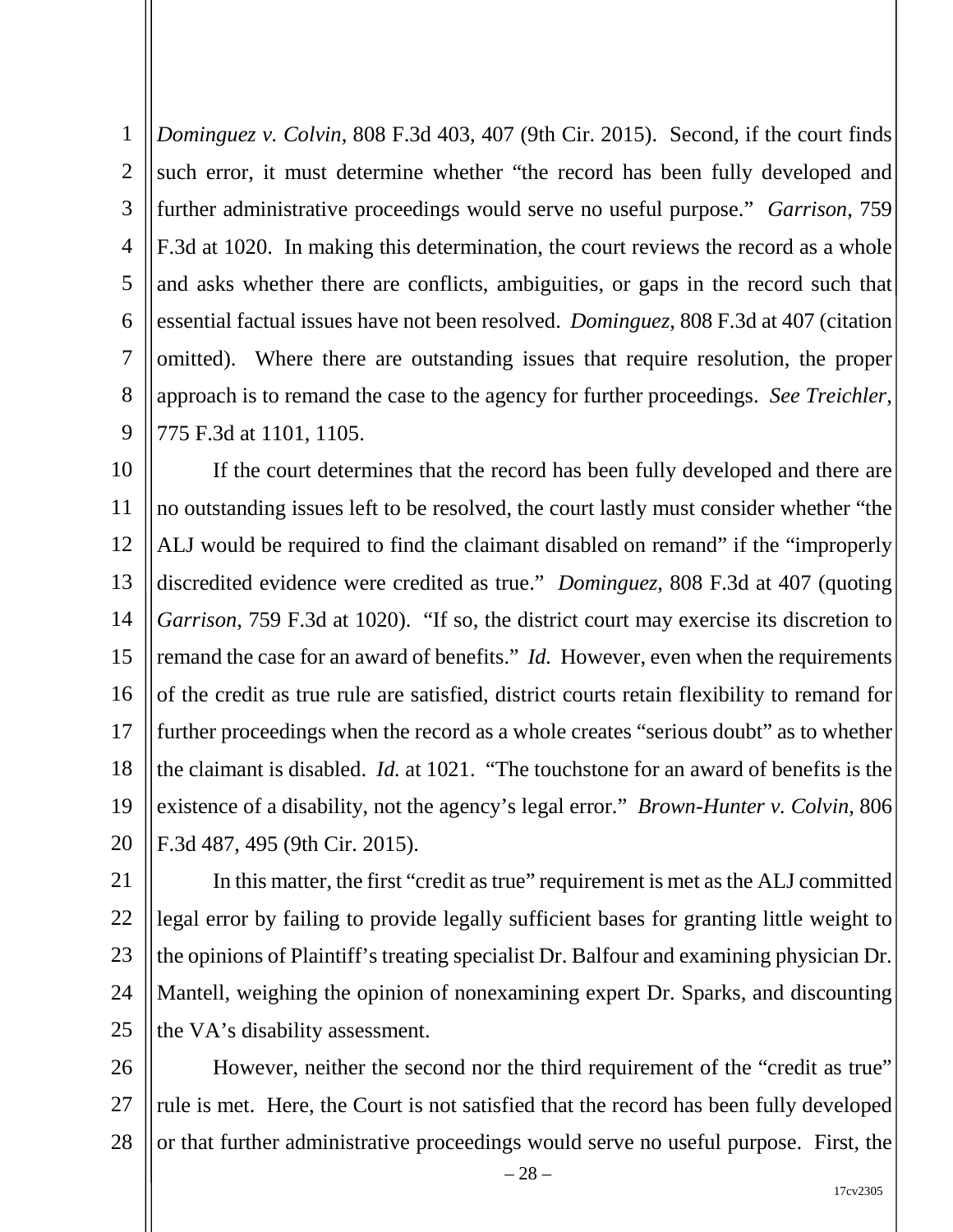*Dominguez v. Colvin*, 808 F.3d 403, 407 (9th Cir. 2015). Second, if the court finds such error, it must determine whether "the record has been fully developed and further administrative proceedings would serve no useful purpose." *Garrison*, 759 F.3d at 1020. In making this determination, the court reviews the record as a whole and asks whether there are conflicts, ambiguities, or gaps in the record such that essential factual issues have not been resolved. *Dominguez*, 808 F.3d at 407 (citation omitted). Where there are outstanding issues that require resolution, the proper approach is to remand the case to the agency for further proceedings. *See Treichler*, 775 F.3d at 1101, 1105.

If the court determines that the record has been fully developed and there are no outstanding issues left to be resolved, the court lastly must consider whether "the ALJ would be required to find the claimant disabled on remand" if the "improperly discredited evidence were credited as true." *Dominguez*, 808 F.3d at 407 (quoting *Garrison*, 759 F.3d at 1020). "If so, the district court may exercise its discretion to remand the case for an award of benefits." *Id.* However, even when the requirements of the credit as true rule are satisfied, district courts retain flexibility to remand for further proceedings when the record as a whole creates "serious doubt" as to whether the claimant is disabled. *Id.* at 1021. "The touchstone for an award of benefits is the existence of a disability, not the agency's legal error." *Brown-Hunter v. Colvin*, 806 F.3d 487, 495 (9th Cir. 2015).

In this matter, the first "credit as true" requirement is met as the ALJ committed legal error by failing to provide legally sufficient bases for granting little weight to the opinions of Plaintiff's treating specialist Dr. Balfour and examining physician Dr. Mantell, weighing the opinion of nonexamining expert Dr. Sparks, and discounting the VA's disability assessment.

However, neither the second nor the third requirement of the "credit as true" rule is met. Here, the Court is not satisfied that the record has been fully developed or that further administrative proceedings would serve no useful purpose. First, the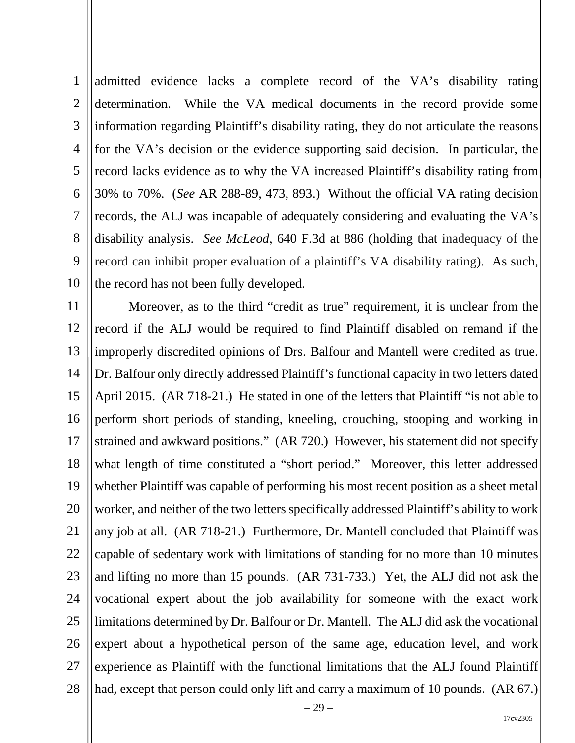admitted evidence lacks a complete record of the VA's disability rating determination. While the VA medical documents in the record provide some information regarding Plaintiff's disability rating, they do not articulate the reasons for the VA's decision or the evidence supporting said decision. In particular, the record lacks evidence as to why the VA increased Plaintiff's disability rating from 30% to 70%. (*See* AR 288-89, 473, 893.) Without the official VA rating decision records, the ALJ was incapable of adequately considering and evaluating the VA's disability analysis. *See McLeod*, 640 F.3d at 886 (holding that inadequacy of the record can inhibit proper evaluation of a plaintiff's VA disability rating). As such, the record has not been fully developed.

Moreover, as to the third "credit as true" requirement, it is unclear from the record if the ALJ would be required to find Plaintiff disabled on remand if the improperly discredited opinions of Drs. Balfour and Mantell were credited as true. Dr. Balfour only directly addressed Plaintiff's functional capacity in two letters dated April 2015. (AR 718-21.) He stated in one of the letters that Plaintiff "is not able to perform short periods of standing, kneeling, crouching, stooping and working in strained and awkward positions." (AR 720.) However, his statement did not specify what length of time constituted a "short period." Moreover, this letter addressed whether Plaintiff was capable of performing his most recent position as a sheet metal worker, and neither of the two letters specifically addressed Plaintiff's ability to work any job at all. (AR 718-21.) Furthermore, Dr. Mantell concluded that Plaintiff was capable of sedentary work with limitations of standing for no more than 10 minutes and lifting no more than 15 pounds. (AR 731-733.) Yet, the ALJ did not ask the vocational expert about the job availability for someone with the exact work limitations determined by Dr. Balfour or Dr. Mantell. The ALJ did ask the vocational expert about a hypothetical person of the same age, education level, and work experience as Plaintiff with the functional limitations that the ALJ found Plaintiff had, except that person could only lift and carry a maximum of 10 pounds. (AR 67.)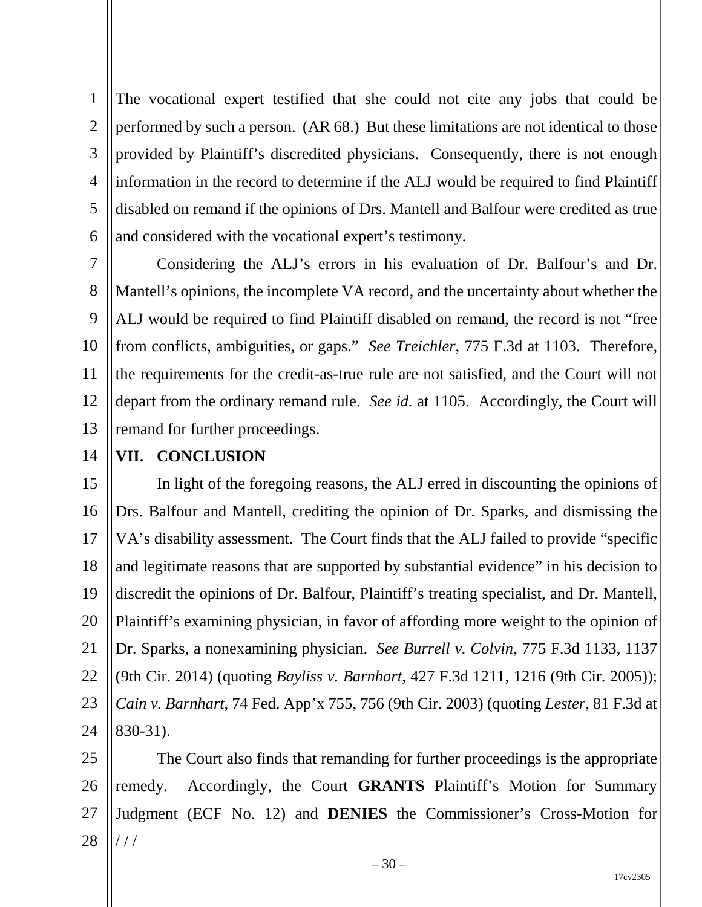The vocational expert testified that she could not cite any jobs that could be performed by such a person. (AR 68.) But these limitations are not identical to those provided by Plaintiff's discredited physicians. Consequently, there is not enough information in the record to determine if the ALJ would be required to find Plaintiff disabled on remand if the opinions of Drs. Mantell and Balfour were credited as true and considered with the vocational expert's testimony.

Considering the ALJ's errors in his evaluation of Dr. Balfour's and Dr. Mantell's opinions, the incomplete VA record, and the uncertainty about whether the ALJ would be required to find Plaintiff disabled on remand, the record is not "free from conflicts, ambiguities, or gaps." *See Treichler*, 775 F.3d at 1103. Therefore, the requirements for the credit-as-true rule are not satisfied, and the Court will not depart from the ordinary remand rule. *See id.* at 1105. Accordingly, the Court will remand for further proceedings.

## VII. CONCLUSION

In light of the foregoing reasons, the ALJ erred in discounting the opinions of Drs. Balfour and Mantell, crediting the opinion of Dr. Sparks, and dismissing the VA's disability assessment. The Court finds that the ALJ failed to provide "specific and legitimate reasons that are supported by substantial evidence" in his decision to discredit the opinions of Dr. Balfour, Plaintiff's treating specialist, and Dr. Mantell, Plaintiff's examining physician, in favor of affording more weight to the opinion of Dr. Sparks, a nonexamining physician. *See Burrell v. Colvin*, 775 F.3d 1133, 1137 (9th Cir. 2014) (quoting *Bayliss v. Barnhart*, 427 F.3d 1211, 1216 (9th Cir. 2005)); *Cain v. Barnhart*, 74 Fed. App'x 755, 756 (9th Cir. 2003) (quoting *Lester*, 81 F.3d at 830-31).

The Court also finds that remanding for further proceedings is the appropriate remedy. Accordingly, the Court **GRANTS** Plaintiff's Motion for Summary Judgment (ECF No. 12) and **DENIES** the Commissioner's Cross-Motion for

/ / /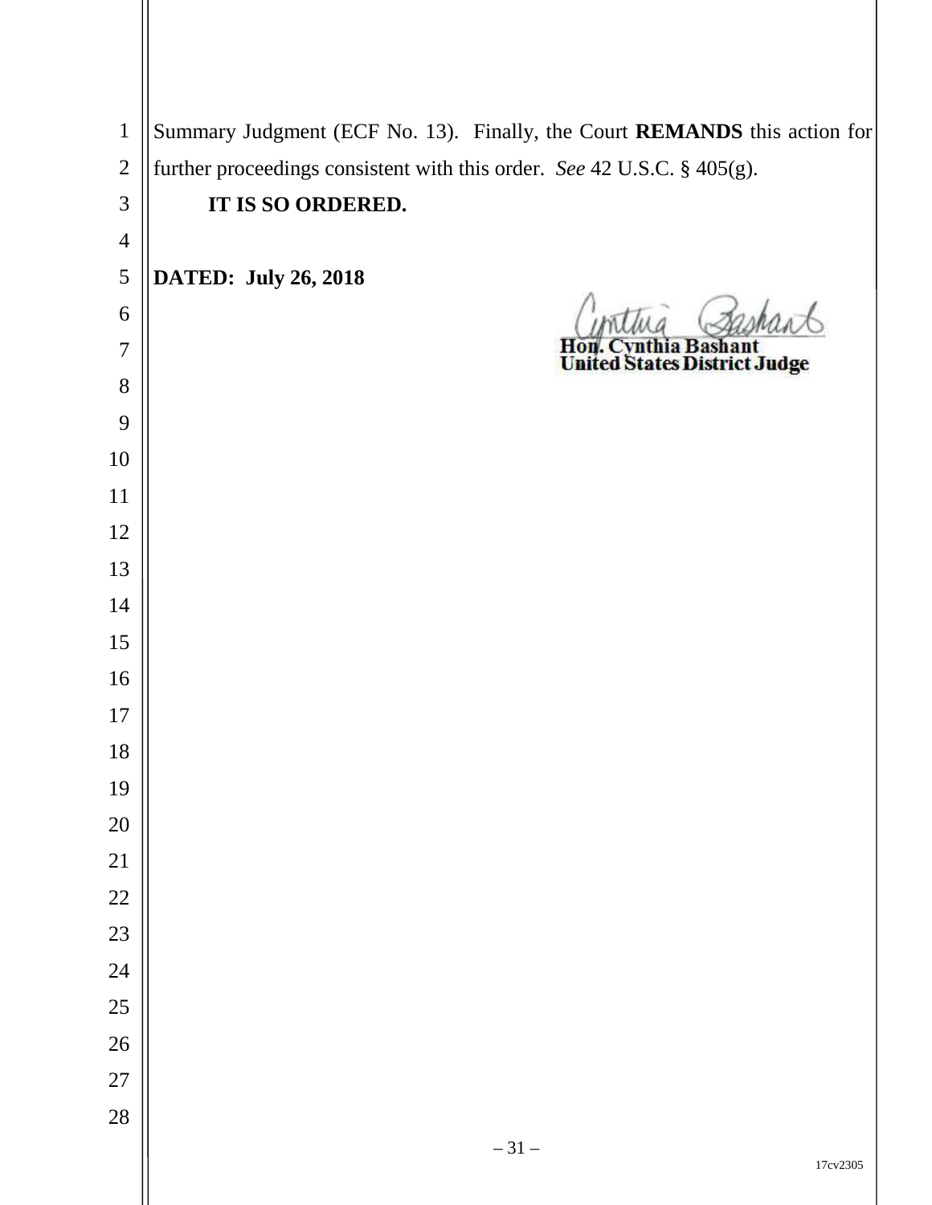Summary Judgment (ECF No. 13). Finally, the Court **REMANDS** this action for further proceedings consistent with this order. *See* 42 U.S.C. § 405(g).

**IT IS SO ORDERED.**

**DATED: July 26, 2018**

Hon. Cynthia Bashant
United States District Judge